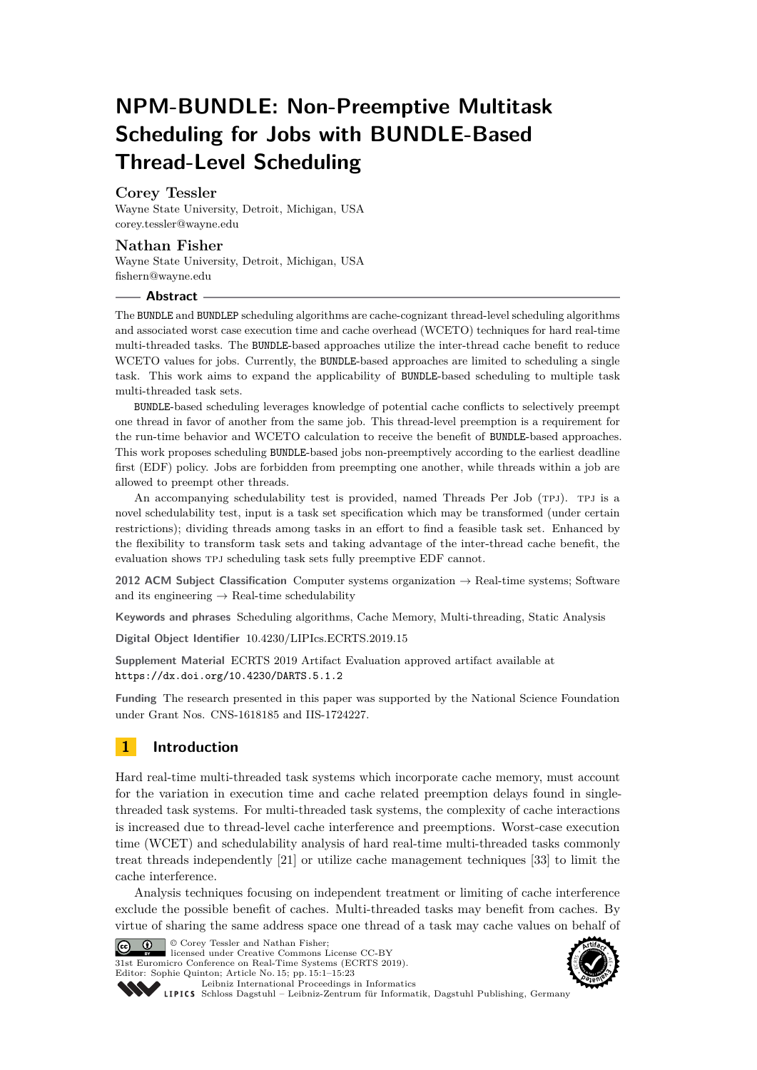# NPM-BUNDLE: Non-Preemptive Multitask Scheduling for Jobs with BUNDLE-Based Thread-Level Scheduling

**Corey Tessler**
Wayne State University, Detroit, Michigan, USA
corey.tessler@wayne.edu

**Nathan Fisher**
Wayne State University, Detroit, Michigan, USA
fishern@wayne.edu

## Abstract

The BUNDLE and BUNDLEP scheduling algorithms are cache-cognizant thread-level scheduling algorithms and associated worst case execution time and cache overhead (WCETO) techniques for hard real-time multi-threaded tasks. The BUNDLE-based approaches utilize the inter-thread cache benefit to reduce WCETO values for jobs. Currently, the BUNDLE-based approaches are limited to scheduling a single task. This work aims to expand the applicability of BUNDLE-based scheduling to multiple task multi-threaded task sets.

BUNDLE-based scheduling leverages knowledge of potential cache conflicts to selectively preempt one thread in favor of another from the same job. This thread-level preemption is a requirement for the run-time behavior and WCETO calculation to receive the benefit of BUNDLE-based approaches. This work proposes scheduling BUNDLE-based jobs non-preemptively according to the earliest deadline first (EDF) policy. Jobs are forbidden from preempting one another, while threads within a job are allowed to preempt other threads.

An accompanying schedulability test is provided, named Threads Per Job (TPJ). TPJ is a novel schedulability test, input is a task set specification which may be transformed (under certain restrictions); dividing threads among tasks in an effort to find a feasible task set. Enhanced by the flexibility to transform task sets and taking advantage of the inter-thread cache benefit, the evaluation shows TPJ scheduling task sets fully preemptive EDF cannot.

**2012 ACM Subject Classification** Computer systems organization → Real-time systems; Software and its engineering → Real-time schedulability

**Keywords and phrases** Scheduling algorithms, Cache Memory, Multi-threading, Static Analysis

**Digital Object Identifier** 10.4230/LIPIcs.ECRTS.2019.15

**Supplement Material** ECRTS 2019 Artifact Evaluation approved artifact available at https://dx.doi.org/10.4230/DARTS.5.1.2

**Funding** The research presented in this paper was supported by the National Science Foundation under Grant Nos. CNS-1618185 and IIS-1724227.

## 1 Introduction

Hard real-time multi-threaded task systems which incorporate cache memory, must account for the variation in execution time and cache related preemption delays found in single-threaded task systems. For multi-threaded task systems, the complexity of cache interactions is increased due to thread-level cache interference and preemptions. Worst-case execution time (WCET) and schedulability analysis of hard real-time multi-threaded tasks commonly treat threads independently [21] or utilize cache management techniques [33] to limit the cache interference.

Analysis techniques focusing on independent treatment or limiting of cache interference exclude the possible benefit of caches. Multi-threaded tasks may benefit from caches. By virtue of sharing the same address space one thread of a task may cache values on behalf of

© Corey Tessler and Nathan Fisher;
licensed under Creative Commons License CC-BY
31st Euromicro Conference on Real-Time Systems (ECRTS 2019).
Editor: Sophie Quinton; Article No. 15; pp. 15:1–15:23
Leibniz International Proceedings in Informatics
Schloss Dagstuhl – Leibniz-Zentrum für Informatik, Dagstuhl Publishing, Germany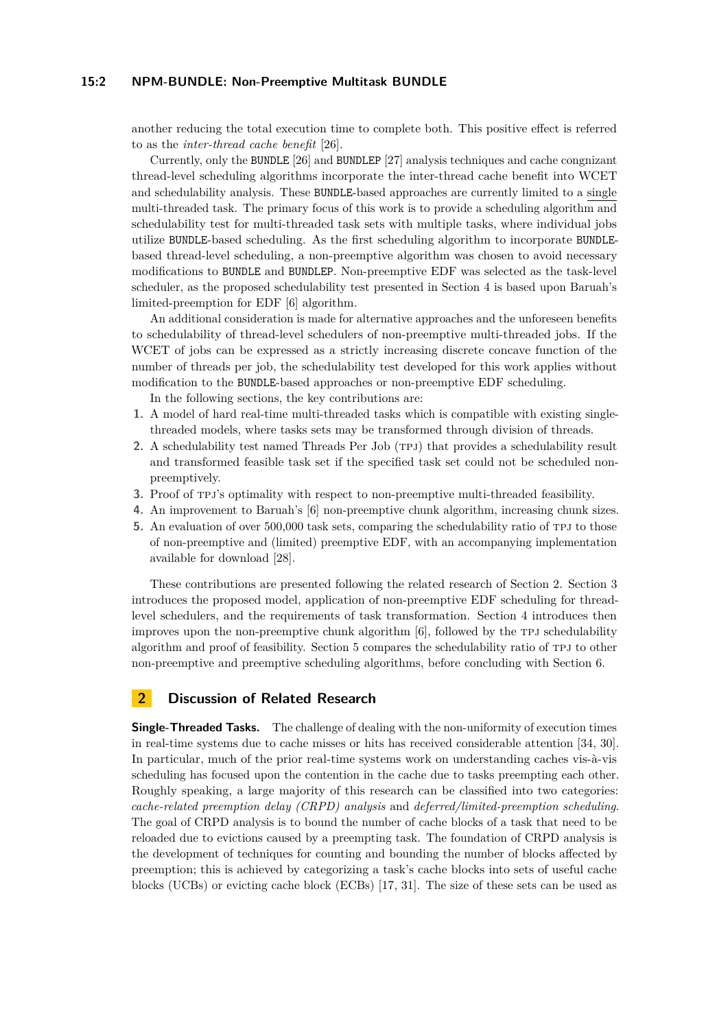another reducing the total execution time to complete both. This positive effect is referred to as the *inter-thread cache benefit* [26].

Currently, only the `BUNDLE` [26] and `BUNDLEP` [27] analysis techniques and cache congnizant thread-level scheduling algorithms incorporate the inter-thread cache benefit into WCET and schedulability analysis. These `BUNDLE`-based approaches are currently limited to a single multi-threaded task. The primary focus of this work is to provide a scheduling algorithm and schedulability test for multi-threaded task sets with multiple tasks, where individual jobs utilize `BUNDLE`-based scheduling. As the first scheduling algorithm to incorporate `BUNDLE`-based thread-level scheduling, a non-preemptive algorithm was chosen to avoid necessary modifications to `BUNDLE` and `BUNDLEP`. Non-preemptive EDF was selected as the task-level scheduler, as the proposed schedulability test presented in Section 4 is based upon Baruah's limited-preemption for EDF [6] algorithm.

An additional consideration is made for alternative approaches and the unforeseen benefits to schedulability of thread-level schedulers of non-preemptive multi-threaded jobs. If the WCET of jobs can be expressed as a strictly increasing discrete concave function of the number of threads per job, the schedulability test developed for this work applies without modification to the `BUNDLE`-based approaches or non-preemptive EDF scheduling.

In the following sections, the key contributions are:

1. A model of hard real-time multi-threaded tasks which is compatible with existing single-threaded models, where tasks sets may be transformed through division of threads.
2. A schedulability test named Threads Per Job (TPJ) that provides a schedulability result and transformed feasible task set if the specified task set could not be scheduled non-preemptively.
3. Proof of TPJ's optimality with respect to non-preemptive multi-threaded feasibility.
4. An improvement to Baruah's [6] non-preemptive chunk algorithm, increasing chunk sizes.
5. An evaluation of over 500,000 task sets, comparing the schedulability ratio of TPJ to those of non-preemptive and (limited) preemptive EDF, with an accompanying implementation available for download [28].

These contributions are presented following the related research of Section 2. Section 3 introduces the proposed model, application of non-preemptive EDF scheduling for thread-level schedulers, and the requirements of task transformation. Section 4 introduces then improves upon the non-preemptive chunk algorithm [6], followed by the TPJ schedulability algorithm and proof of feasibility. Section 5 compares the schedulability ratio of TPJ to other non-preemptive and preemptive scheduling algorithms, before concluding with Section 6.

## 2 Discussion of Related Research

**Single-Threaded Tasks.** The challenge of dealing with the non-uniformity of execution times in real-time systems due to cache misses or hits has received considerable attention [34, 30]. In particular, much of the prior real-time systems work on understanding caches vis-à-vis scheduling has focused upon the contention in the cache due to tasks preempting each other. Roughly speaking, a large majority of this research can be classified into two categories: *cache-related preemption delay (CRPD) analysis* and *deferred/limited-preemption scheduling*. The goal of CRPD analysis is to bound the number of cache blocks of a task that need to be reloaded due to evictions caused by a preempting task. The foundation of CRPD analysis is the development of techniques for counting and bounding the number of blocks affected by preemption; this is achieved by categorizing a task's cache blocks into sets of useful cache blocks (UCBs) or evicting cache block (ECBs) [17, 31]. The size of these sets can be used as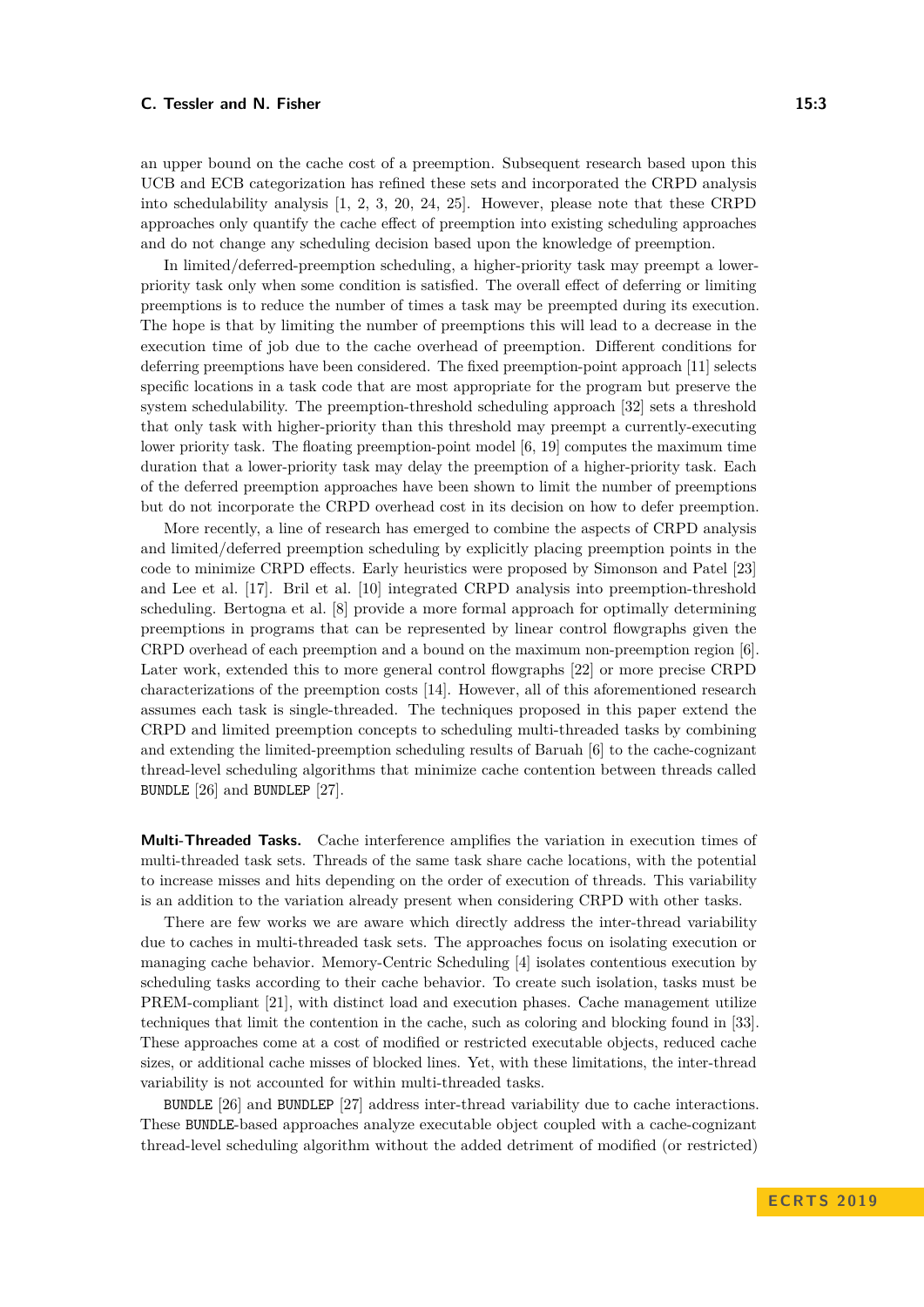an upper bound on the cache cost of a preemption. Subsequent research based upon this UCB and ECB categorization has refined these sets and incorporated the CRPD analysis into schedulability analysis [1, 2, 3, 20, 24, 25]. However, please note that these CRPD approaches only quantify the cache effect of preemption into existing scheduling approaches and do not change any scheduling decision based upon the knowledge of preemption.

In limited/deferred-preemption scheduling, a higher-priority task may preempt a lower-priority task only when some condition is satisfied. The overall effect of deferring or limiting preemptions is to reduce the number of times a task may be preempted during its execution. The hope is that by limiting the number of preemptions this will lead to a decrease in the execution time of job due to the cache overhead of preemption. Different conditions for deferring preemptions have been considered. The fixed preemption-point approach [11] selects specific locations in a task code that are most appropriate for the program but preserve the system schedulability. The preemption-threshold scheduling approach [32] sets a threshold that only task with higher-priority than this threshold may preempt a currently-executing lower priority task. The floating preemption-point model [6, 19] computes the maximum time duration that a lower-priority task may delay the preemption of a higher-priority task. Each of the deferred preemption approaches have been shown to limit the number of preemptions but do not incorporate the CRPD overhead cost in its decision on how to defer preemption.

More recently, a line of research has emerged to combine the aspects of CRPD analysis and limited/deferred preemption scheduling by explicitly placing preemption points in the code to minimize CRPD effects. Early heuristics were proposed by Simonson and Patel [23] and Lee et al. [17]. Bril et al. [10] integrated CRPD analysis into preemption-threshold scheduling. Bertogna et al. [8] provide a more formal approach for optimally determining preemptions in programs that can be represented by linear control flowgraphs given the CRPD overhead of each preemption and a bound on the maximum non-preemption region [6]. Later work, extended this to more general control flowgraphs [22] or more precise CRPD characterizations of the preemption costs [14]. However, all of this aforementioned research assumes each task is single-threaded. The techniques proposed in this paper extend the CRPD and limited preemption concepts to scheduling multi-threaded tasks by combining and extending the limited-preemption scheduling results of Baruah [6] to the cache-cognizant thread-level scheduling algorithms that minimize cache contention between threads called BUNDLE [26] and BUNDLEP [27].

**Multi-Threaded Tasks.** Cache interference amplifies the variation in execution times of multi-threaded task sets. Threads of the same task share cache locations, with the potential to increase misses and hits depending on the order of execution of threads. This variability is an addition to the variation already present when considering CRPD with other tasks.

There are few works we are aware which directly address the inter-thread variability due to caches in multi-threaded task sets. The approaches focus on isolating execution or managing cache behavior. Memory-Centric Scheduling [4] isolates contentious execution by scheduling tasks according to their cache behavior. To create such isolation, tasks must be PREM-compliant [21], with distinct load and execution phases. Cache management utilize techniques that limit the contention in the cache, such as coloring and blocking found in [33]. These approaches come at a cost of modified or restricted executable objects, reduced cache sizes, or additional cache misses of blocked lines. Yet, with these limitations, the inter-thread variability is not accounted for within multi-threaded tasks.

BUNDLE [26] and BUNDLEP [27] address inter-thread variability due to cache interactions. These BUNDLE-based approaches analyze executable object coupled with a cache-cognizant thread-level scheduling algorithm without the added detriment of modified (or restricted)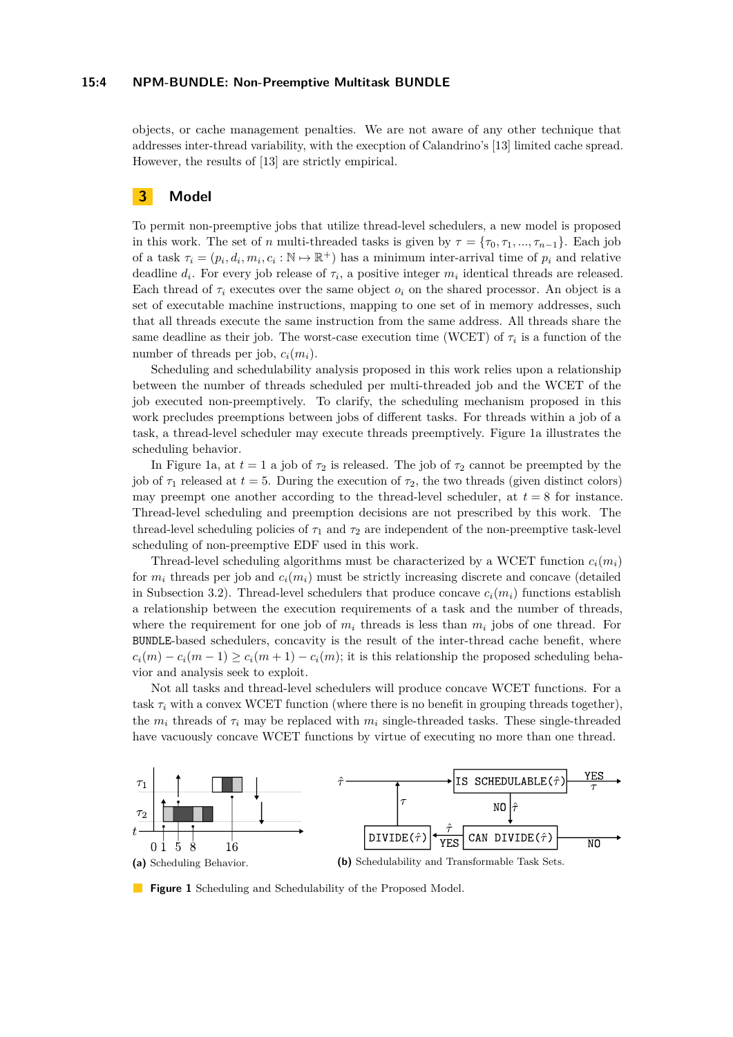objects, or cache management penalties. We are not aware of any other technique that addresses inter-thread variability, with the execption of Calandrino's [13] limited cache spread. However, the results of [13] are strictly empirical.

## 3 Model

To permit non-preemptive jobs that utilize thread-level schedulers, a new model is proposed in this work. The set of $n$ multi-threaded tasks is given by $\tau = \{\tau_0, \tau_1, ..., \tau_{n-1}\}$. Each job of a task $\tau_i = (p_i, d_i, m_i, c_i : \mathbb{N} \mapsto \mathbb{R}^+)$ has a minimum inter-arrival time of $p_i$ and relative deadline $d_i$. For every job release of $\tau_i$, a positive integer $m_i$ identical threads are released. Each thread of $\tau_i$ executes over the same object $o_i$ on the shared processor. An object is a set of executable machine instructions, mapping to one set of in memory addresses, such that all threads execute the same instruction from the same address. All threads share the same deadline as their job. The worst-case execution time (WCET) of $\tau_i$ is a function of the number of threads per job, $c_i(m_i)$.

Scheduling and schedulability analysis proposed in this work relies upon a relationship between the number of threads scheduled per multi-threaded job and the WCET of the job executed non-preemptively. To clarify, the scheduling mechanism proposed in this work precludes preemptions between jobs of different tasks. For threads within a job of a task, a thread-level scheduler may execute threads preemptively. Figure 1a illustrates the scheduling behavior.

In Figure 1a, at $t = 1$ a job of $\tau_2$ is released. The job of $\tau_2$ cannot be preempted by the job of $\tau_1$ released at $t = 5$. During the execution of $\tau_2$, the two threads (given distinct colors) may preempt one another according to the thread-level scheduler, at $t = 8$ for instance. Thread-level scheduling and preemption decisions are not prescribed by this work. The thread-level scheduling policies of $\tau_1$ and $\tau_2$ are independent of the non-preemptive task-level scheduling of non-preemptive EDF used in this work.

Thread-level scheduling algorithms must be characterized by a WCET function $c_i(m_i)$ for $m_i$ threads per job and $c_i(m_i)$ must be strictly increasing discrete and concave (detailed in Subsection 3.2). Thread-level schedulers that produce concave $c_i(m_i)$ functions establish a relationship between the execution requirements of a task and the number of threads, where the requirement for one job of $m_i$ threads is less than $m_i$ jobs of one thread. For BUNDLE-based schedulers, concavity is the result of the inter-thread cache benefit, where $c_i(m) - c_i(m-1) \geq c_i(m+1) - c_i(m)$; it is this relationship the proposed scheduling behavior and analysis seek to exploit.

Not all tasks and thread-level schedulers will produce concave WCET functions. For a task $\tau_i$ with a convex WCET function (where there is no benefit in grouping threads together), the $m_i$ threads of $\tau_i$ may be replaced with $m_i$ single-threaded tasks. These single-threaded have vacuously concave WCET functions by virtue of executing no more than one thread.

**(a)** Scheduling Behavior.

**(b)** Schedulability and Transformable Task Sets.

**Figure 1** Scheduling and Schedulability of the Proposed Model.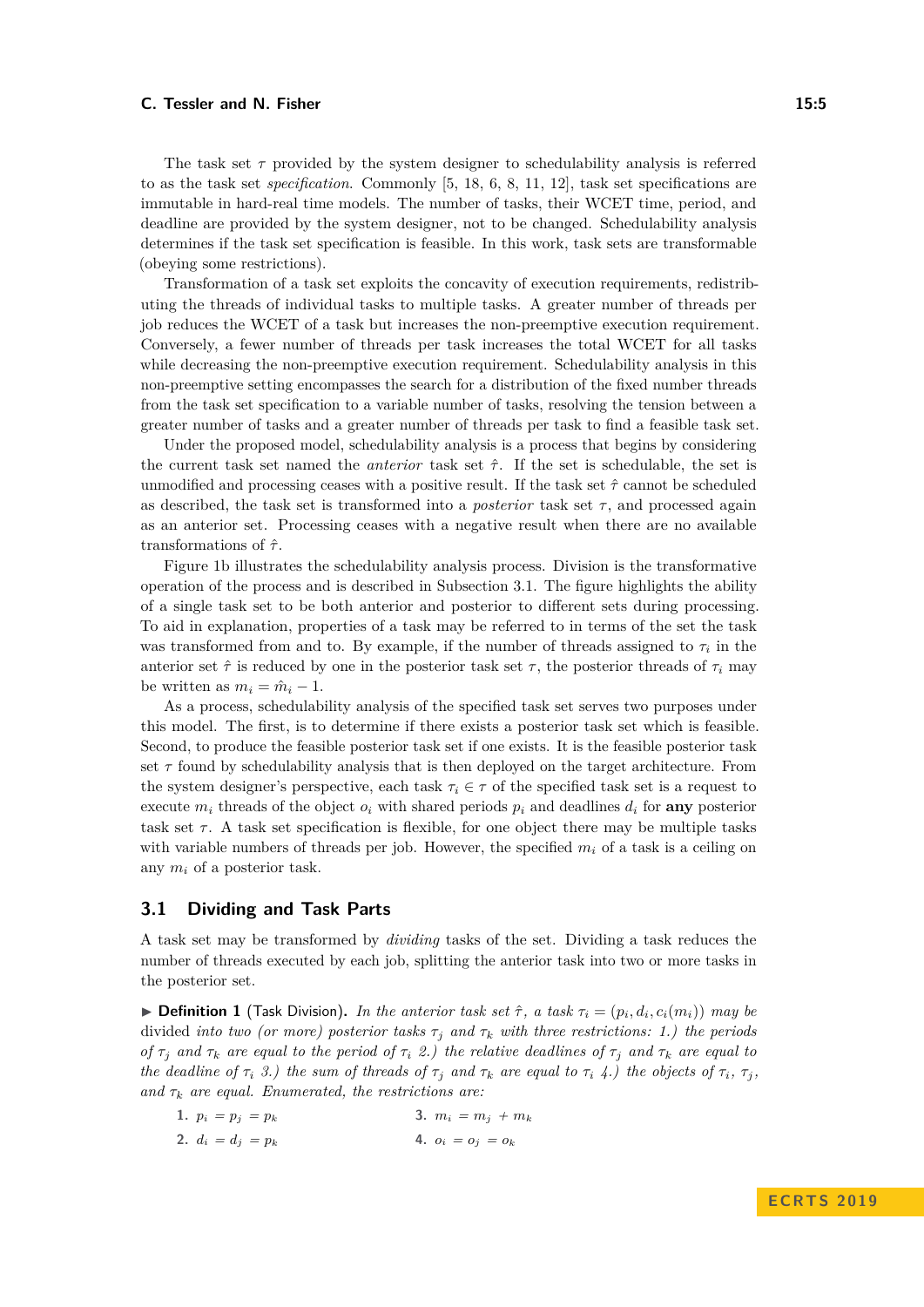The task set $\tau$ provided by the system designer to schedulability analysis is referred to as the task set *specification*. Commonly [5, 18, 6, 8, 11, 12], task set specifications are immutable in hard-real time models. The number of tasks, their WCET time, period, and deadline are provided by the system designer, not to be changed. Schedulability analysis determines if the task set specification is feasible. In this work, task sets are transformable (obeying some restrictions).

Transformation of a task set exploits the concavity of execution requirements, redistributing the threads of individual tasks to multiple tasks. A greater number of threads per job reduces the WCET of a task but increases the non-preemptive execution requirement. Conversely, a fewer number of threads per task increases the total WCET for all tasks while decreasing the non-preemptive execution requirement. Schedulability analysis in this non-preemptive setting encompasses the search for a distribution of the fixed number threads from the task set specification to a variable number of tasks, resolving the tension between a greater number of tasks and a greater number of threads per task to find a feasible task set.

Under the proposed model, schedulability analysis is a process that begins by considering the current task set named the *anterior* task set $\hat{\tau}$. If the set is schedulable, the set is unmodified and processing ceases with a positive result. If the task set $\hat{\tau}$ cannot be scheduled as described, the task set is transformed into a *posterior* task set $\tau$, and processed again as an anterior set. Processing ceases with a negative result when there are no available transformations of $\hat{\tau}$.

Figure 1b illustrates the schedulability analysis process. Division is the transformative operation of the process and is described in Subsection 3.1. The figure highlights the ability of a single task set to be both anterior and posterior to different sets during processing. To aid in explanation, properties of a task may be referred to in terms of the set the task was transformed from and to. By example, if the number of threads assigned to $\tau_i$ in the anterior set $\hat{\tau}$ is reduced by one in the posterior task set $\tau$, the posterior threads of $\tau_i$ may be written as $m_i = \hat{m}_i - 1$.

As a process, schedulability analysis of the specified task set serves two purposes under this model. The first, is to determine if there exists a posterior task set which is feasible. Second, to produce the feasible posterior task set if one exists. It is the feasible posterior task set $\tau$ found by schedulability analysis that is then deployed on the target architecture. From the system designer's perspective, each task $\tau_i \in \tau$ of the specified task set is a request to execute $m_i$ threads of the object $o_i$ with shared periods $p_i$ and deadlines $d_i$ for **any** posterior task set $\tau$. A task set specification is flexible, for one object there may be multiple tasks with variable numbers of threads per job. However, the specified $m_i$ of a task is a ceiling on any $m_i$ of a posterior task.

## 3.1 Dividing and Task Parts

A task set may be transformed by *dividing* tasks of the set. Dividing a task reduces the number of threads executed by each job, splitting the anterior task into two or more tasks in the posterior set.

▶ **Definition 1** (Task Division). *In the anterior task set $\hat{\tau}$, a task $\tau_i = (p_i, d_i, c_i(m_i))$ may be* divided *into two (or more) posterior tasks $\tau_j$ and $\tau_k$ with three restrictions: 1.) the periods of $\tau_j$ and $\tau_k$ are equal to the period of $\tau_i$ 2.) the relative deadlines of $\tau_j$ and $\tau_k$ are equal to the deadline of $\tau_i$ 3.) the sum of threads of $\tau_j$ and $\tau_k$ are equal to $\tau_i$ 4.) the objects of $\tau_i$, $\tau_j$, and $\tau_k$ are equal. Enumerated, the restrictions are:*

1. $p_i = p_j = p_k$
2. $d_i = d_j = p_k$
3. $m_i = m_j + m_k$
4. $o_i = o_j = o_k$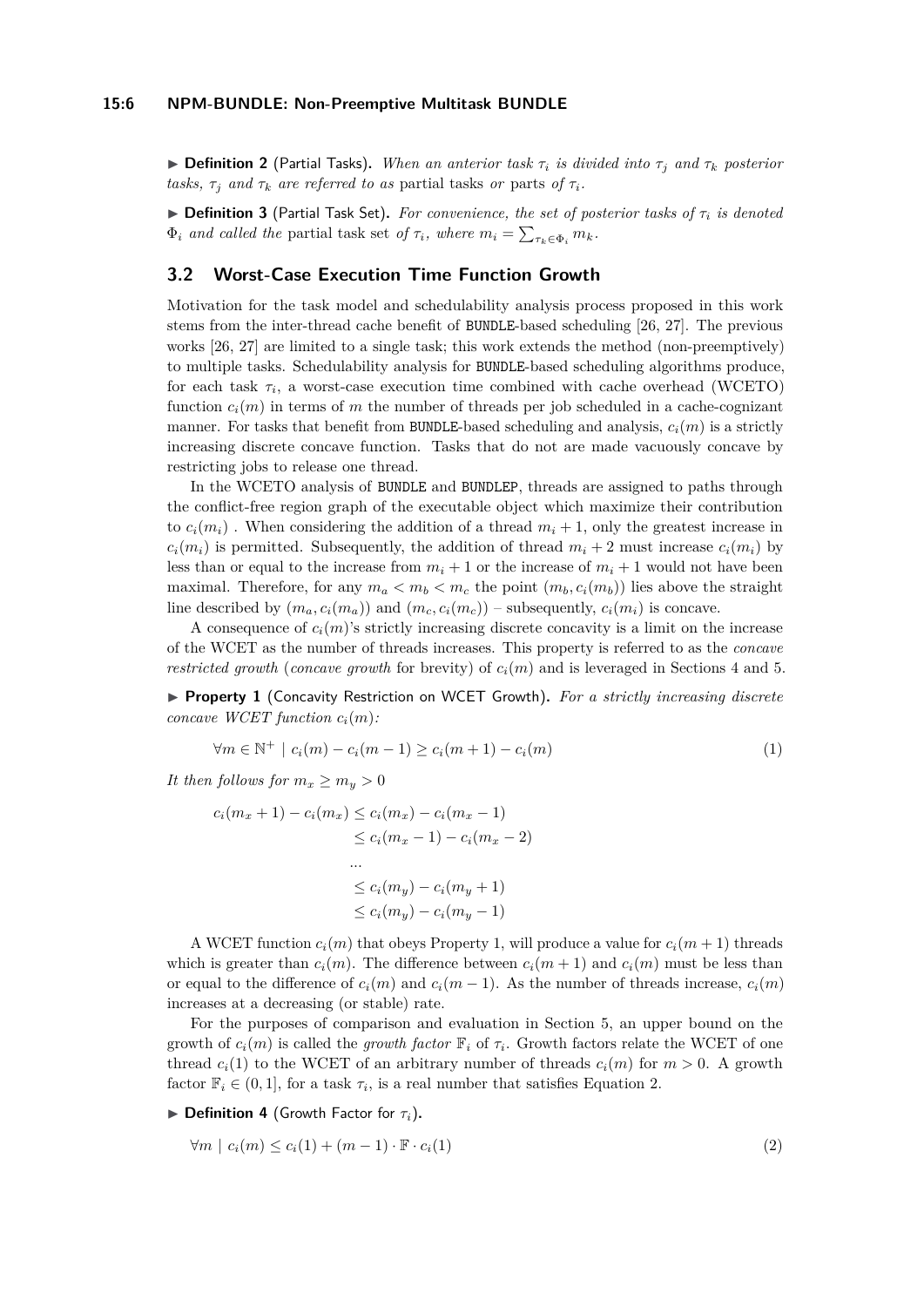▶ **Definition 2** (Partial Tasks). *When an anterior task $\tau_i$ is divided into $\tau_j$ and $\tau_k$ posterior tasks, $\tau_j$ and $\tau_k$ are referred to as* partial tasks *or* parts *of $\tau_i$.*

▶ **Definition 3** (Partial Task Set). *For convenience, the set of posterior tasks of $\tau_i$ is denoted $\Phi_i$ and called the* partial task set *of $\tau_i$, where $m_i = \sum_{\tau_k \in \Phi_i} m_k$.*

## 3.2 Worst-Case Execution Time Function Growth

Motivation for the task model and schedulability analysis process proposed in this work stems from the inter-thread cache benefit of BUNDLE-based scheduling [26, 27]. The previous works [26, 27] are limited to a single task; this work extends the method (non-preemptively) to multiple tasks. Schedulability analysis for BUNDLE-based scheduling algorithms produce, for each task $\tau_i$, a worst-case execution time combined with cache overhead (WCETO) function $c_i(m)$ in terms of $m$ the number of threads per job scheduled in a cache-cognizant manner. For tasks that benefit from BUNDLE-based scheduling and analysis, $c_i(m)$ is a strictly increasing discrete concave function. Tasks that do not are made vacuously concave by restricting jobs to release one thread.

In the WCETO analysis of BUNDLE and BUNDLEP, threads are assigned to paths through the conflict-free region graph of the executable object which maximize their contribution to $c_i(m_i)$ . When considering the addition of a thread $m_i + 1$, only the greatest increase in $c_i(m_i)$ is permitted. Subsequently, the addition of thread $m_i + 2$ must increase $c_i(m_i)$ by less than or equal to the increase from $m_i + 1$ or the increase of $m_i + 1$ would not have been maximal. Therefore, for any $m_a < m_b < m_c$ the point $(m_b, c_i(m_b))$ lies above the straight line described by $(m_a, c_i(m_a))$ and $(m_c, c_i(m_c))$ – subsequently, $c_i(m_i)$ is concave.

A consequence of $c_i(m)$'s strictly increasing discrete concavity is a limit on the increase of the WCET as the number of threads increases. This property is referred to as the *concave restricted growth* (*concave growth* for brevity) of $c_i(m)$ and is leveraged in Sections 4 and 5.

▶ **Property 1** (Concavity Restriction on WCET Growth). *For a strictly increasing discrete concave WCET function $c_i(m)$:*

$$\forall m \in \mathbb{N}^+ \mid c_i(m) - c_i(m-1) \geq c_i(m+1) - c_i(m) \tag{1}$$

*It then follows for $m_x \geq m_y > 0$*

$$\begin{aligned}
c_i(m_x + 1) - c_i(m_x) &\leq c_i(m_x) - c_i(m_x - 1) \\
&\leq c_i(m_x - 1) - c_i(m_x - 2) \\
&\;\;... \\
&\leq c_i(m_y) - c_i(m_y + 1) \\
&\leq c_i(m_y) - c_i(m_y - 1)
\end{aligned}$$

A WCET function $c_i(m)$ that obeys Property 1, will produce a value for $c_i(m+1)$ threads which is greater than $c_i(m)$. The difference between $c_i(m+1)$ and $c_i(m)$ must be less than or equal to the difference of $c_i(m)$ and $c_i(m-1)$. As the number of threads increase, $c_i(m)$ increases at a decreasing (or stable) rate.

For the purposes of comparison and evaluation in Section 5, an upper bound on the growth of $c_i(m)$ is called the *growth factor* $\mathbb{F}_i$ of $\tau_i$. Growth factors relate the WCET of one thread $c_i(1)$ to the WCET of an arbitrary number of threads $c_i(m)$ for $m > 0$. A growth factor $\mathbb{F}_i \in (0, 1]$, for a task $\tau_i$, is a real number that satisfies Equation 2.

▶ **Definition 4** (Growth Factor for $\tau_i$).

$$\forall m \mid c_i(m) \leq c_i(1) + (m-1) \cdot \mathbb{F} \cdot c_i(1) \tag{2}$$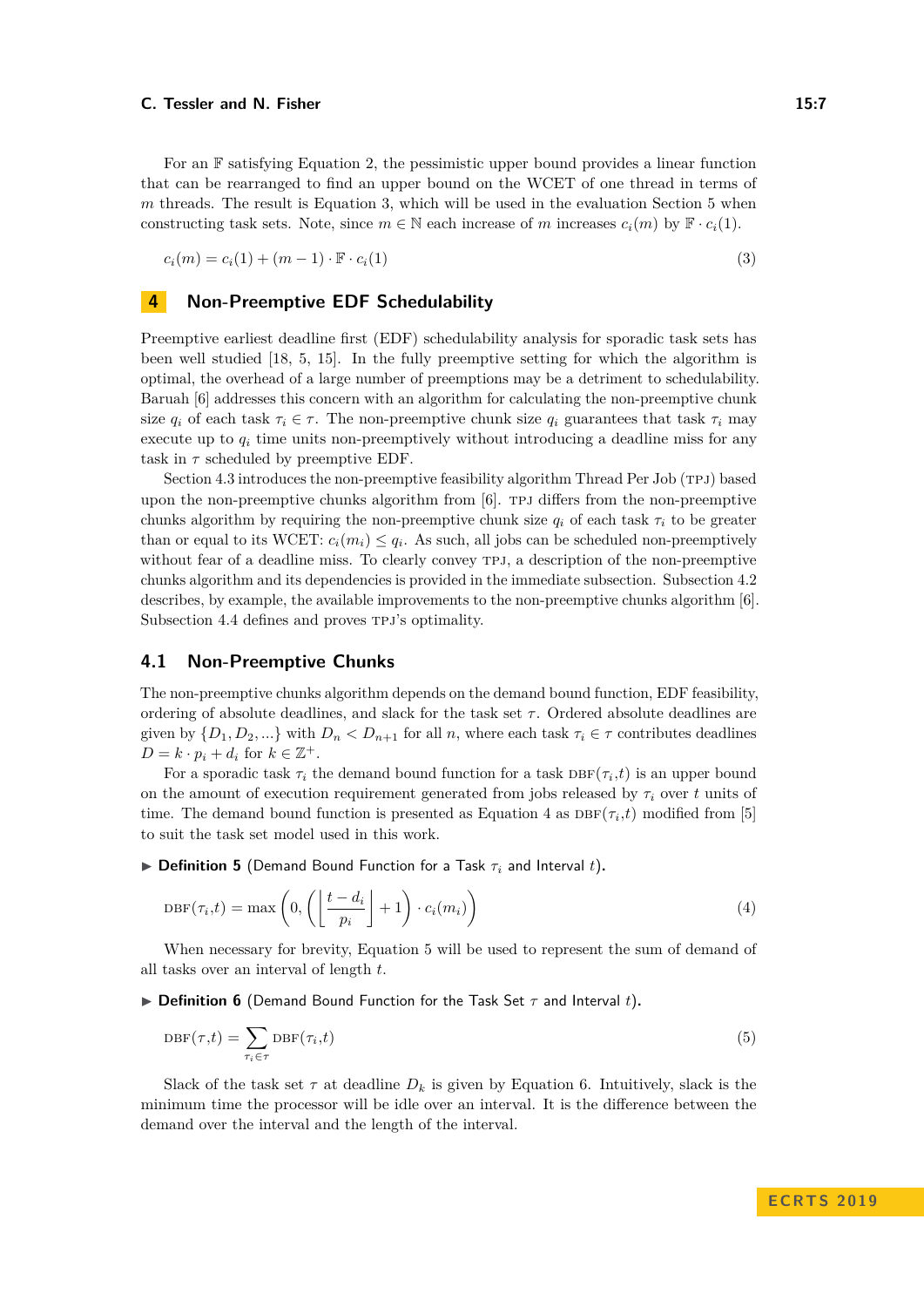For an $\mathbb{F}$ satisfying Equation 2, the pessimistic upper bound provides a linear function that can be rearranged to find an upper bound on the WCET of one thread in terms of $m$ threads. The result is Equation 3, which will be used in the evaluation Section 5 when constructing task sets. Note, since $m \in \mathbb{N}$ each increase of $m$ increases $c_i(m)$ by $\mathbb{F} \cdot c_i(1)$.

$$c_i(m) = c_i(1) + (m-1) \cdot \mathbb{F} \cdot c_i(1) \tag{3}$$

## 4 Non-Preemptive EDF Schedulability

Preemptive earliest deadline first (EDF) schedulability analysis for sporadic task sets has been well studied [18, 5, 15]. In the fully preemptive setting for which the algorithm is optimal, the overhead of a large number of preemptions may be a detriment to schedulability. Baruah [6] addresses this concern with an algorithm for calculating the non-preemptive chunk size $q_i$ of each task $\tau_i \in \tau$. The non-preemptive chunk size $q_i$ guarantees that task $\tau_i$ may execute up to $q_i$ time units non-preemptively without introducing a deadline miss for any task in $\tau$ scheduled by preemptive EDF.

Section 4.3 introduces the non-preemptive feasibility algorithm Thread Per Job (TPJ) based upon the non-preemptive chunks algorithm from [6]. TPJ differs from the non-preemptive chunks algorithm by requiring the non-preemptive chunk size $q_i$ of each task $\tau_i$ to be greater than or equal to its WCET: $c_i(m_i) \leq q_i$. As such, all jobs can be scheduled non-preemptively without fear of a deadline miss. To clearly convey TPJ, a description of the non-preemptive chunks algorithm and its dependencies is provided in the immediate subsection. Subsection 4.2 describes, by example, the available improvements to the non-preemptive chunks algorithm [6]. Subsection 4.4 defines and proves TPJ's optimality.

### 4.1 Non-Preemptive Chunks

The non-preemptive chunks algorithm depends on the demand bound function, EDF feasibility, ordering of absolute deadlines, and slack for the task set $\tau$. Ordered absolute deadlines are given by $\{D_1, D_2, ...\}$ with $D_n < D_{n+1}$ for all $n$, where each task $\tau_i \in \tau$ contributes deadlines $D = k \cdot p_i + d_i$ for $k \in \mathbb{Z}^+$.

For a sporadic task $\tau_i$ the demand bound function for a task $\text{DBF}(\tau_i, t)$ is an upper bound on the amount of execution requirement generated from jobs released by $\tau_i$ over $t$ units of time. The demand bound function is presented as Equation 4 as $\text{DBF}(\tau_i, t)$ modified from [5] to suit the task set model used in this work.

▶ **Definition 5** (Demand Bound Function for a Task $\tau_i$ and Interval $t$).

$$\text{DBF}(\tau_i, t) = \max\left(0, \left(\left\lfloor \frac{t - d_i}{p_i} \right\rfloor + 1\right) \cdot c_i(m_i)\right) \tag{4}$$

When necessary for brevity, Equation 5 will be used to represent the sum of demand of all tasks over an interval of length $t$.

▶ **Definition 6** (Demand Bound Function for the Task Set $\tau$ and Interval $t$).

$$\text{DBF}(\tau, t) = \sum_{\tau_i \in \tau} \text{DBF}(\tau_i, t) \tag{5}$$

Slack of the task set $\tau$ at deadline $D_k$ is given by Equation 6. Intuitively, slack is the minimum time the processor will be idle over an interval. It is the difference between the demand over the interval and the length of the interval.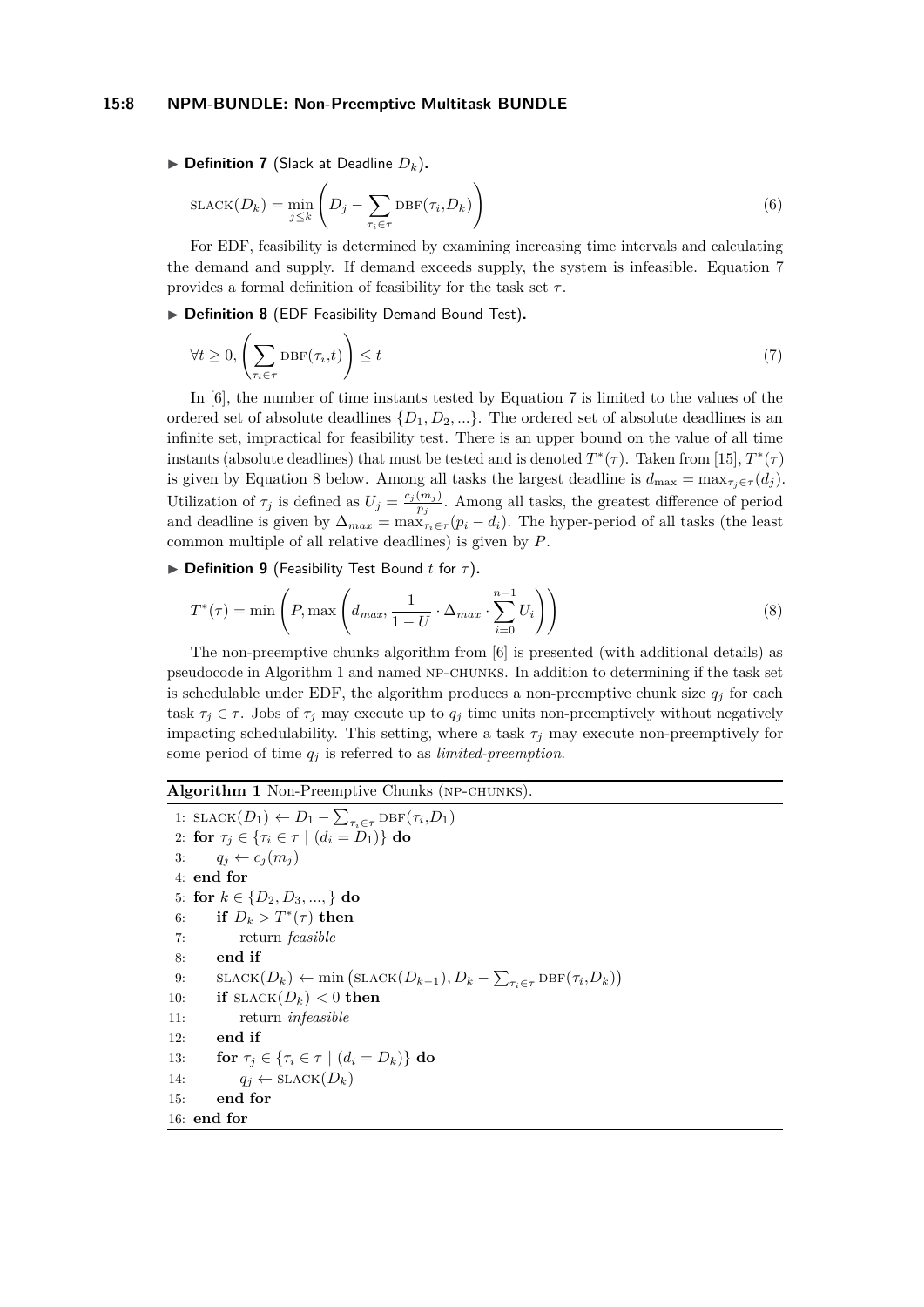▶ **Definition 7** (Slack at Deadline $D_k$).

$$\text{SLACK}(D_k) = \min_{j \leq k} \left( D_j - \sum_{\tau_i \in \tau} \text{DBF}(\tau_i, D_k) \right) \tag{6}$$

For EDF, feasibility is determined by examining increasing time intervals and calculating the demand and supply. If demand exceeds supply, the system is infeasible. Equation 7 provides a formal definition of feasibility for the task set $\tau$.

▶ **Definition 8** (EDF Feasibility Demand Bound Test).

$$\forall t \geq 0, \left( \sum_{\tau_i \in \tau} \text{DBF}(\tau_i, t) \right) \leq t \tag{7}$$

In [6], the number of time instants tested by Equation 7 is limited to the values of the ordered set of absolute deadlines $\{D_1, D_2, ...\}$. The ordered set of absolute deadlines is an infinite set, impractical for feasibility test. There is an upper bound on the value of all time instants (absolute deadlines) that must be tested and is denoted $T^*(\tau)$. Taken from [15], $T^*(\tau)$ is given by Equation 8 below. Among all tasks the largest deadline is $d_{\max} = \max_{\tau_j \in \tau}(d_j)$. Utilization of $\tau_j$ is defined as $U_j = \frac{c_j(m_j)}{p_j}$. Among all tasks, the greatest difference of period and deadline is given by $\Delta_{max} = \max_{\tau_i \in \tau}(p_i - d_i)$. The hyper-period of all tasks (the least common multiple of all relative deadlines) is given by $P$.

▶ **Definition 9** (Feasibility Test Bound $t$ for $\tau$).

$$T^*(\tau) = \min \left( P, \max \left( d_{max}, \frac{1}{1-U} \cdot \Delta_{max} \cdot \sum_{i=0}^{n-1} U_i \right) \right) \tag{8}$$

The non-preemptive chunks algorithm from [6] is presented (with additional details) as pseudocode in Algorithm 1 and named NP-CHUNKS. In addition to determining if the task set is schedulable under EDF, the algorithm produces a non-preemptive chunk size $q_j$ for each task $\tau_j \in \tau$. Jobs of $\tau_j$ may execute up to $q_j$ time units non-preemptively without negatively impacting schedulability. This setting, where a task $\tau_j$ may execute non-preemptively for some period of time $q_j$ is referred to as *limited-preemption*.

**Algorithm 1** Non-Preemptive Chunks (NP-CHUNKS).

1: $\text{SLACK}(D_1) \leftarrow D_1 - \sum_{\tau_i \in \tau} \text{DBF}(\tau_i, D_1)$
2: **for** $\tau_j \in \{\tau_i \in \tau \mid (d_i = D_1)\}$ **do**
3: &nbsp;&nbsp;&nbsp;&nbsp;$q_j \leftarrow c_j(m_j)$
4: **end for**
5: **for** $k \in \{D_2, D_3, ...,\}$ **do**
6: &nbsp;&nbsp;&nbsp;&nbsp;**if** $D_k > T^*(\tau)$ **then**
7: &nbsp;&nbsp;&nbsp;&nbsp;&nbsp;&nbsp;&nbsp;&nbsp;return *feasible*
8: &nbsp;&nbsp;&nbsp;&nbsp;**end if**
9: &nbsp;&nbsp;&nbsp;&nbsp;$\text{SLACK}(D_k) \leftarrow \min\left(\text{SLACK}(D_{k-1}), D_k - \sum_{\tau_i \in \tau} \text{DBF}(\tau_i, D_k)\right)$
10: &nbsp;&nbsp;&nbsp;&nbsp;**if** $\text{SLACK}(D_k) < 0$ **then**
11: &nbsp;&nbsp;&nbsp;&nbsp;&nbsp;&nbsp;&nbsp;&nbsp;return *infeasible*
12: &nbsp;&nbsp;&nbsp;&nbsp;**end if**
13: &nbsp;&nbsp;&nbsp;&nbsp;**for** $\tau_j \in \{\tau_i \in \tau \mid (d_i = D_k)\}$ **do**
14: &nbsp;&nbsp;&nbsp;&nbsp;&nbsp;&nbsp;&nbsp;&nbsp;$q_j \leftarrow \text{SLACK}(D_k)$
15: &nbsp;&nbsp;&nbsp;&nbsp;**end for**
16: **end for**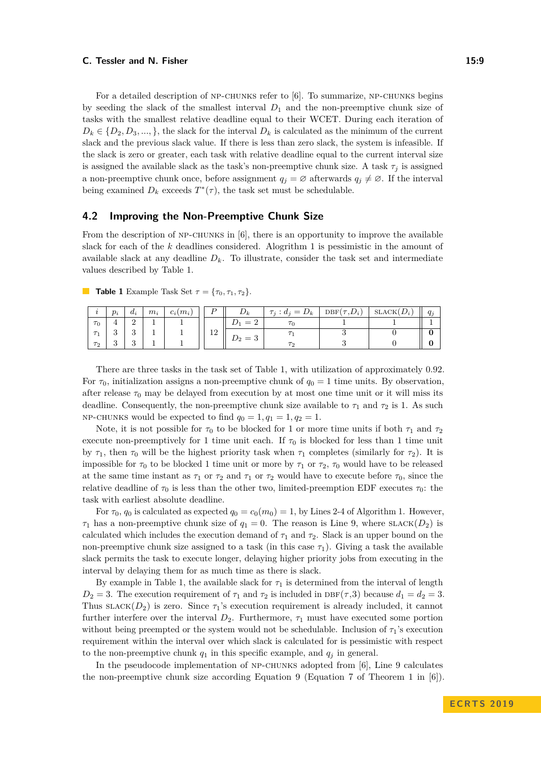For a detailed description of NP-CHUNKS refer to [6]. To summarize, NP-CHUNKS begins by seeding the slack of the smallest interval $D_1$ and the non-preemptive chunk size of tasks with the smallest relative deadline equal to their WCET. During each iteration of $D_k \in \{D_2, D_3, ...,\}$, the slack for the interval $D_k$ is calculated as the minimum of the current slack and the previous slack value. If there is less than zero slack, the system is infeasible. If the slack is zero or greater, each task with relative deadline equal to the current interval size is assigned the available slack as the task's non-preemptive chunk size. A task $\tau_j$ is assigned a non-preemptive chunk once, before assignment $q_j = \varnothing$ afterwards $q_j \neq \varnothing$. If the interval being examined $D_k$ exceeds $T^*(\tau)$, the task set must be schedulable.

## 4.2 Improving the Non-Preemptive Chunk Size

From the description of NP-CHUNKS in [6], there is an opportunity to improve the available slack for each of the $k$ deadlines considered. Alogrithm 1 is pessimistic in the amount of available slack at any deadline $D_k$. To illustrate, consider the task set and intermediate values described by Table 1.

**Table 1** Example Task Set $\tau = \{\tau_0, \tau_1, \tau_2\}$.

| $i$ | $p_i$ | $d_i$ | $m_i$ | $c_i(m_i)$ | $P$ | $D_k$ | $\tau_j : d_j = D_k$ | DBF($\tau$,$D_i$) | SLACK($D_i$) | $q_j$ |
|---|---|---|---|---|---|---|---|---|---|---|
| $\tau_0$ | 4 | 2 | 1 | 1 | 12 | $D_1 = 2$ | $\tau_0$ | 1 | 1 | 1 |
| $\tau_1$ | 3 | 3 | 1 | 1 | | $D_2 = 3$ | $\tau_1$ | 3 | 0 | **0** |
| $\tau_2$ | 3 | 3 | 1 | 1 | | | $\tau_2$ | 3 | 0 | **0** |

There are three tasks in the task set of Table 1, with utilization of approximately 0.92. For $\tau_0$, initialization assigns a non-preemptive chunk of $q_0 = 1$ time units. By observation, after release $\tau_0$ may be delayed from execution by at most one time unit or it will miss its deadline. Consequently, the non-preemptive chunk size available to $\tau_1$ and $\tau_2$ is 1. As such NP-CHUNKS would be expected to find $q_0 = 1, q_1 = 1, q_2 = 1$.

Note, it is not possible for $\tau_0$ to be blocked for 1 or more time units if both $\tau_1$ and $\tau_2$ execute non-preemptively for 1 time unit each. If $\tau_0$ is blocked for less than 1 time unit by $\tau_1$, then $\tau_0$ will be the highest priority task when $\tau_1$ completes (similarly for $\tau_2$). It is impossible for $\tau_0$ to be blocked 1 time unit or more by $\tau_1$ or $\tau_2$, $\tau_0$ would have to be released at the same time instant as $\tau_1$ or $\tau_2$ and $\tau_1$ or $\tau_2$ would have to execute before $\tau_0$, since the relative deadline of $\tau_0$ is less than the other two, limited-preemption EDF executes $\tau_0$: the task with earliest absolute deadline.

For $\tau_0$, $q_0$ is calculated as expected $q_0 = c_0(m_0) = 1$, by Lines 2-4 of Algorithm 1. However, $\tau_1$ has a non-preemptive chunk size of $q_1 = 0$. The reason is Line 9, where SLACK($D_2$) is calculated which includes the execution demand of $\tau_1$ and $\tau_2$. Slack is an upper bound on the non-preemptive chunk size assigned to a task (in this case $\tau_1$). Giving a task the available slack permits the task to execute longer, delaying higher priority jobs from executing in the interval by delaying them for as much time as there is slack.

By example in Table 1, the available slack for $\tau_1$ is determined from the interval of length $D_2 = 3$. The execution requirement of $\tau_1$ and $\tau_2$ is included in DBF($\tau$,3) because $d_1 = d_2 = 3$. Thus SLACK($D_2$) is zero. Since $\tau_1$'s execution requirement is already included, it cannot further interfere over the interval $D_2$. Furthermore, $\tau_1$ must have executed some portion without being preempted or the system would not be schedulable. Inclusion of $\tau_1$'s execution requirement within the interval over which slack is calculated for is pessimistic with respect to the non-preemptive chunk $q_1$ in this specific example, and $q_j$ in general.

In the pseudocode implementation of NP-CHUNKS adopted from [6], Line 9 calculates the non-preemptive chunk size according Equation 9 (Equation 7 of Theorem 1 in [6]).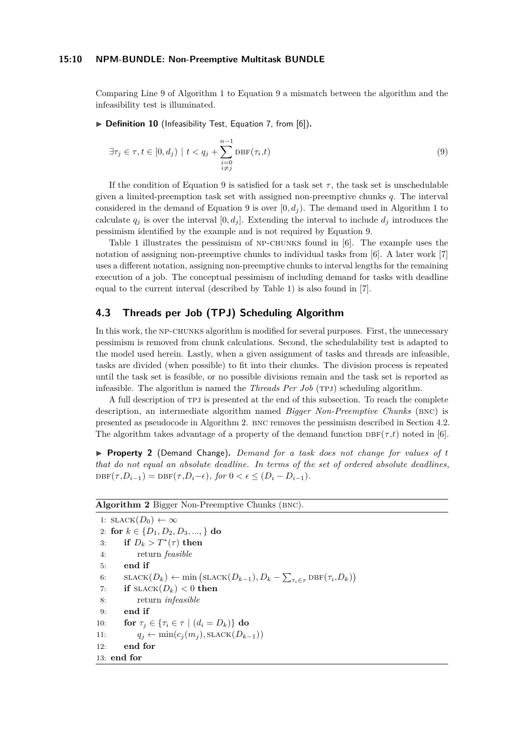Comparing Line 9 of Algorithm 1 to Equation 9 a mismatch between the algorithm and the infeasibility test is illuminated.

▶ **Definition 10** (Infeasibility Test, Equation 7, from [6])**.**

$$\exists \tau_j \in \tau, t \in [0, d_j) \mid t < q_j + \sum_{\substack{i=0 \\ i \neq j}}^{n-1} \text{DBF}(\tau_i, t) \tag{9}$$

If the condition of Equation 9 is satisfied for a task set $\tau$, the task set is unschedulable given a limited-preemption task set with assigned non-preemptive chunks $q$. The interval considered in the demand of Equation 9 is over $[0, d_j)$. The demand used in Algorithm 1 to calculate $q_j$ is over the interval $[0, d_j]$. Extending the interval to include $d_j$ introduces the pessimism identified by the example and is not required by Equation 9.

Table 1 illustrates the pessimism of NP-CHUNKS found in [6]. The example uses the notation of assigning non-preemptive chunks to individual tasks from [6]. A later work [7] uses a different notation, assigning non-preemptive chunks to interval lengths for the remaining execution of a job. The conceptual pessimism of including demand for tasks with deadline equal to the current interval (described by Table 1) is also found in [7].

## 4.3 Threads per Job (TPJ) Scheduling Algorithm

In this work, the NP-CHUNKS algorithm is modified for several purposes. First, the unnecessary pessimism is removed from chunk calculations. Second, the schedulability test is adapted to the model used herein. Lastly, when a given assignment of tasks and threads are infeasible, tasks are divided (when possible) to fit into their chunks. The division process is repeated until the task set is feasible, or no possible divisions remain and the task set is reported as infeasible. The algorithm is named the *Threads Per Job* (TPJ) scheduling algorithm.

A full description of TPJ is presented at the end of this subsection. To reach the complete description, an intermediate algorithm named *Bigger Non-Preemptive Chunks* (BNC) is presented as pseudocode in Algorithm 2. BNC removes the pessimism described in Section 4.2. The algorithm takes advantage of a property of the demand function $\text{DBF}(\tau, t)$ noted in [6].

▶ **Property 2** (Demand Change)**.** *Demand for a task does not change for values of $t$ that do not equal an absolute deadline. In terms of the set of ordered absolute deadlines,* $\text{DBF}(\tau, D_{i-1}) = \text{DBF}(\tau, D_i - \epsilon)$*, for* $0 < \epsilon \leq (D_i - D_{i-1})$*.*

**Algorithm 2** Bigger Non-Preemptive Chunks (BNC).

```
1:  SLACK(D_0) ← ∞
2:  for k ∈ {D_1, D_2, D_3, ..., } do
3:      if D_k > T*(τ) then
4:          return feasible
5:      end if
6:      SLACK(D_k) ← min(SLACK(D_{k-1}), D_k − Σ_{τ_i∈τ} DBF(τ_i, D_k))
7:      if SLACK(D_k) < 0 then
8:          return infeasible
9:      end if
10:     for τ_j ∈ {τ_i ∈ τ | (d_i = D_k)} do
11:         q_j ← min(c_j(m_j), SLACK(D_{k-1}))
12:     end for
13: end for
```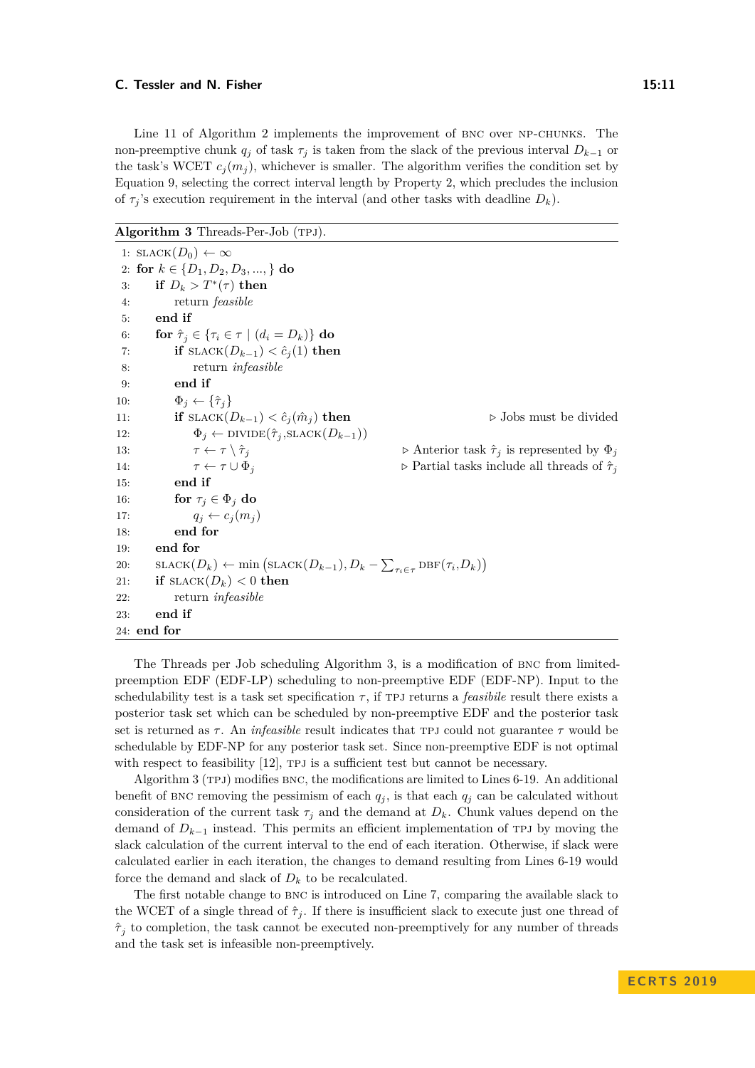Line 11 of Algorithm 2 implements the improvement of BNC over NP-CHUNKS. The non-preemptive chunk $q_j$ of task $\tau_j$ is taken from the slack of the previous interval $D_{k-1}$ or the task's WCET $c_j(m_j)$, whichever is smaller. The algorithm verifies the condition set by Equation 9, selecting the correct interval length by Property 2, which precludes the inclusion of $\tau_j$'s execution requirement in the interval (and other tasks with deadline $D_k$).

**Algorithm 3** Threads-Per-Job (TPJ).

```
1:  SLACK(D_0) ← ∞
2:  for k ∈ {D_1, D_2, D_3, ..., } do
3:      if D_k > T*(τ) then
4:          return feasible
5:      end if
6:      for τ̂_j ∈ {τ_i ∈ τ | (d_i = D_k)} do
7:          if SLACK(D_{k-1}) < ĉ_j(1) then
8:              return infeasible
9:          end if
10:         Φ_j ← {τ̂_j}
11:         if SLACK(D_{k-1}) < ĉ_j(m̂_j) then                ▷ Jobs must be divided
12:             Φ_j ← DIVIDE(τ̂_j, SLACK(D_{k-1}))
13:             τ ← τ \ τ̂_j                      ▷ Anterior task τ̂_j is represented by Φ_j
14:             τ ← τ ∪ Φ_j                      ▷ Partial tasks include all threads of τ̂_j
15:         end if
16:         for τ_j ∈ Φ_j do
17:             q_j ← c_j(m_j)
18:         end for
19:     end for
20:     SLACK(D_k) ← min(SLACK(D_{k-1}), D_k − Σ_{τ_i∈τ} DBF(τ_i, D_k))
21:     if SLACK(D_k) < 0 then
22:         return infeasible
23:     end if
24: end for
```

The Threads per Job scheduling Algorithm 3, is a modification of BNC from limited-preemption EDF (EDF-LP) scheduling to non-preemptive EDF (EDF-NP). Input to the schedulability test is a task set specification $\tau$, if TPJ returns a *feasibile* result there exists a posterior task set which can be scheduled by non-preemptive EDF and the posterior task set is returned as $\tau$. An *infeasible* result indicates that TPJ could not guarantee $\tau$ would be schedulable by EDF-NP for any posterior task set. Since non-preemptive EDF is not optimal with respect to feasibility [12], TPJ is a sufficient test but cannot be necessary.

Algorithm 3 (TPJ) modifies BNC, the modifications are limited to Lines 6-19. An additional benefit of BNC removing the pessimism of each $q_j$, is that each $q_j$ can be calculated without consideration of the current task $\tau_j$ and the demand at $D_k$. Chunk values depend on the demand of $D_{k-1}$ instead. This permits an efficient implementation of TPJ by moving the slack calculation of the current interval to the end of each iteration. Otherwise, if slack were calculated earlier in each iteration, the changes to demand resulting from Lines 6-19 would force the demand and slack of $D_k$ to be recalculated.

The first notable change to BNC is introduced on Line 7, comparing the available slack to the WCET of a single thread of $\hat{\tau}_j$. If there is insufficient slack to execute just one thread of $\hat{\tau}_j$ to completion, the task cannot be executed non-preemptively for any number of threads and the task set is infeasible non-preemptively.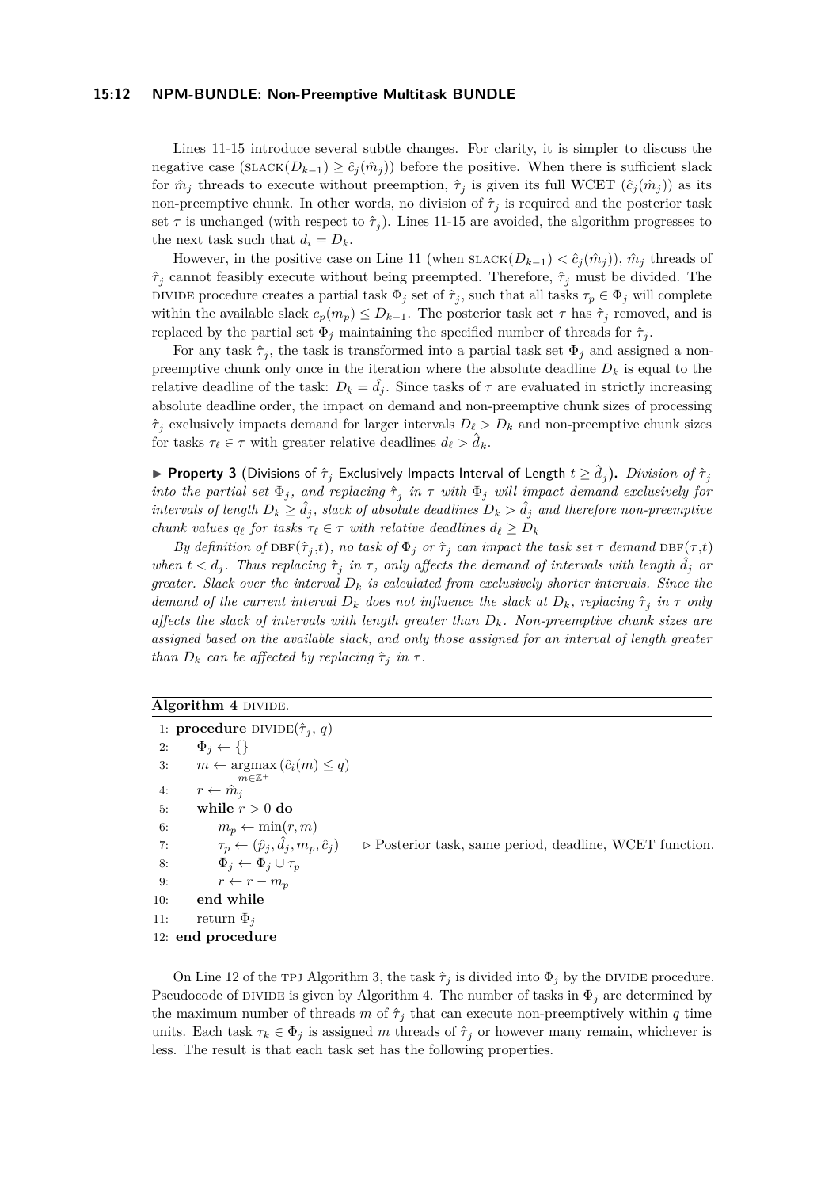Lines 11-15 introduce several subtle changes. For clarity, it is simpler to discuss the negative case ($\textsc{slack}(D_{k-1}) \geq \hat{c}_j(\hat{m}_j)$) before the positive. When there is sufficient slack for $\hat{m}_j$ threads to execute without preemption, $\hat{\tau}_j$ is given its full WCET ($\hat{c}_j(\hat{m}_j)$) as its non-preemptive chunk. In other words, no division of $\hat{\tau}_j$ is required and the posterior task set $\tau$ is unchanged (with respect to $\hat{\tau}_j$). Lines 11-15 are avoided, the algorithm progresses to the next task such that $d_i = D_k$.

However, in the positive case on Line 11 (when $\textsc{slack}(D_{k-1}) < \hat{c}_j(\hat{m}_j)$), $\hat{m}_j$ threads of $\hat{\tau}_j$ cannot feasibly execute without being preempted. Therefore, $\hat{\tau}_j$ must be divided. The $\textsc{divide}$ procedure creates a partial task $\Phi_j$ set of $\hat{\tau}_j$, such that all tasks $\tau_p \in \Phi_j$ will complete within the available slack $c_p(m_p) \leq D_{k-1}$. The posterior task set $\tau$ has $\hat{\tau}_j$ removed, and is replaced by the partial set $\Phi_j$ maintaining the specified number of threads for $\hat{\tau}_j$.

For any task $\hat{\tau}_j$, the task is transformed into a partial task set $\Phi_j$ and assigned a non-preemptive chunk only once in the iteration where the absolute deadline $D_k$ is equal to the relative deadline of the task: $D_k = \hat{d}_j$. Since tasks of $\tau$ are evaluated in strictly increasing absolute deadline order, the impact on demand and non-preemptive chunk sizes of processing $\hat{\tau}_j$ exclusively impacts demand for larger intervals $D_\ell > D_k$ and non-preemptive chunk sizes for tasks $\tau_\ell \in \tau$ with greater relative deadlines $d_\ell > \hat{d}_k$.

▶ **Property 3** (Divisions of $\hat{\tau}_j$ Exclusively Impacts Interval of Length $t \geq \hat{d}_j$)**.** *Division of $\hat{\tau}_j$ into the partial set $\Phi_j$, and replacing $\hat{\tau}_j$ in $\tau$ with $\Phi_j$ will impact demand exclusively for intervals of length $D_k \geq \hat{d}_j$, slack of absolute deadlines $D_k > \hat{d}_j$ and therefore non-preemptive chunk values $q_\ell$ for tasks $\tau_\ell \in \tau$ with relative deadlines $d_\ell \geq D_k$*

*By definition of $\textsc{dbf}(\hat{\tau}_j,t)$, no task of $\Phi_j$ or $\hat{\tau}_j$ can impact the task set $\tau$ demand $\textsc{dbf}(\tau,t)$ when $t < d_j$. Thus replacing $\hat{\tau}_j$ in $\tau$, only affects the demand of intervals with length $\hat{d}_j$ or greater. Slack over the interval $D_k$ is calculated from exclusively shorter intervals. Since the demand of the current interval $D_k$ does not influence the slack at $D_k$, replacing $\hat{\tau}_j$ in $\tau$ only affects the slack of intervals with length greater than $D_k$. Non-preemptive chunk sizes are assigned based on the available slack, and only those assigned for an interval of length greater than $D_k$ can be affected by replacing $\hat{\tau}_j$ in $\tau$.*

**Algorithm 4** $\textsc{divide}$.

```
 1: procedure DIVIDE(τ̂_j, q)
 2:     Φ_j ← {}
 3:     m ← argmax_{m∈ℤ+} (ĉ_i(m) ≤ q)
 4:     r ← m̂_j
 5:     while r > 0 do
 6:         m_p ← min(r, m)
 7:         τ_p ← (p̂_j, d̂_j, m_p, ĉ_j)    ▷ Posterior task, same period, deadline, WCET function.
 8:         Φ_j ← Φ_j ∪ τ_p
 9:         r ← r − m_p
10:     end while
11:     return Φ_j
12: end procedure
```

On Line 12 of the $\textsc{tpj}$ Algorithm 3, the task $\hat{\tau}_j$ is divided into $\Phi_j$ by the $\textsc{divide}$ procedure. Pseudocode of $\textsc{divide}$ is given by Algorithm 4. The number of tasks in $\Phi_j$ are determined by the maximum number of threads $m$ of $\hat{\tau}_j$ that can execute non-preemptively within $q$ time units. Each task $\tau_k \in \Phi_j$ is assigned $m$ threads of $\hat{\tau}_j$ or however many remain, whichever is less. The result is that each task set has the following properties.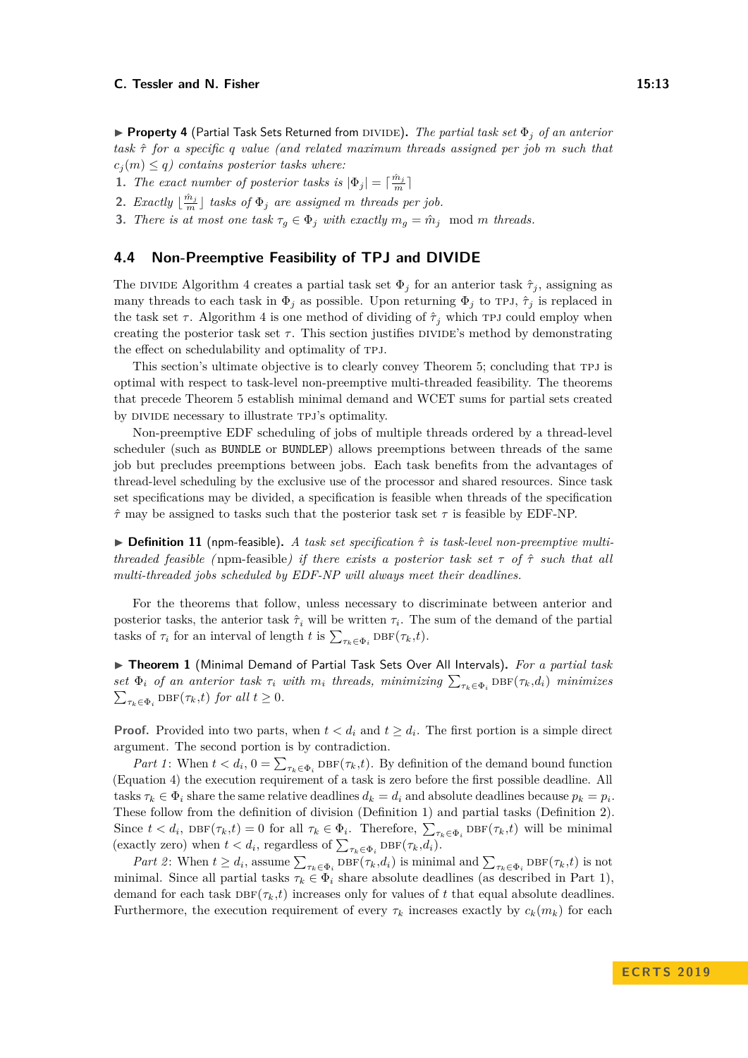▶ **Property 4** (Partial Task Sets Returned from DIVIDE)**.** *The partial task set $\Phi_j$ of an anterior task $\hat{\tau}$ for a specific $q$ value (and related maximum threads assigned per job $m$ such that $c_j(m) \leq q$) contains posterior tasks where:*

1. *The exact number of posterior tasks is $|\Phi_j| = \lceil \frac{\hat{m}_j}{m} \rceil$*
2. *Exactly $\lfloor \frac{\hat{m}_j}{m} \rfloor$ tasks of $\Phi_j$ are assigned $m$ threads per job.*
3. *There is at most one task $\tau_g \in \Phi_j$ with exactly $m_g = \hat{m}_j \mod m$ threads.*

## 4.4 Non-Preemptive Feasibility of TPJ and DIVIDE

The DIVIDE Algorithm 4 creates a partial task set $\Phi_j$ for an anterior task $\hat{\tau}_j$, assigning as many threads to each task in $\Phi_j$ as possible. Upon returning $\Phi_j$ to TPJ, $\hat{\tau}_j$ is replaced in the task set $\tau$. Algorithm 4 is one method of dividing of $\hat{\tau}_j$ which TPJ could employ when creating the posterior task set $\tau$. This section justifies DIVIDE's method by demonstrating the effect on schedulability and optimality of TPJ.

This section's ultimate objective is to clearly convey Theorem 5; concluding that TPJ is optimal with respect to task-level non-preemptive multi-threaded feasibility. The theorems that precede Theorem 5 establish minimal demand and WCET sums for partial sets created by DIVIDE necessary to illustrate TPJ's optimality.

Non-preemptive EDF scheduling of jobs of multiple threads ordered by a thread-level scheduler (such as `BUNDLE` or `BUNDLEP`) allows preemptions between threads of the same job but precludes preemptions between jobs. Each task benefits from the advantages of thread-level scheduling by the exclusive use of the processor and shared resources. Since task set specifications may be divided, a specification is feasible when threads of the specification $\hat{\tau}$ may be assigned to tasks such that the posterior task set $\tau$ is feasible by EDF-NP.

▶ **Definition 11** (npm-feasible)**.** *A task set specification $\hat{\tau}$ is task-level non-preemptive multi-threaded feasible (*npm-feasible*) if there exists a posterior task set $\tau$ of $\hat{\tau}$ such that all multi-threaded jobs scheduled by EDF-NP will always meet their deadlines.*

For the theorems that follow, unless necessary to discriminate between anterior and posterior tasks, the anterior task $\hat{\tau}_i$ will be written $\tau_i$. The sum of the demand of the partial tasks of $\tau_i$ for an interval of length $t$ is $\sum_{\tau_k \in \Phi_i} \text{DBF}(\tau_k, t)$.

▶ **Theorem 1** (Minimal Demand of Partial Task Sets Over All Intervals)**.** *For a partial task set $\Phi_i$ of an anterior task $\tau_i$ with $m_i$ threads, minimizing $\sum_{\tau_k \in \Phi_i} \text{DBF}(\tau_k, d_i)$ minimizes $\sum_{\tau_k \in \Phi_i} \text{DBF}(\tau_k, t)$ for all $t \geq 0$.*

**Proof.** Provided into two parts, when $t < d_i$ and $t \geq d_i$. The first portion is a simple direct argument. The second portion is by contradiction.

*Part 1*: When $t < d_i$, $0 = \sum_{\tau_k \in \Phi_i} \text{DBF}(\tau_k, t)$. By definition of the demand bound function (Equation 4) the execution requirement of a task is zero before the first possible deadline. All tasks $\tau_k \in \Phi_i$ share the same relative deadlines $d_k = d_i$ and absolute deadlines because $p_k = p_i$. These follow from the definition of division (Definition 1) and partial tasks (Definition 2). Since $t < d_i$, $\text{DBF}(\tau_k, t) = 0$ for all $\tau_k \in \Phi_i$. Therefore, $\sum_{\tau_k \in \Phi_i} \text{DBF}(\tau_k, t)$ will be minimal (exactly zero) when $t < d_i$, regardless of $\sum_{\tau_k \in \Phi_i} \text{DBF}(\tau_k, d_i)$.

*Part 2*: When $t \geq d_i$, assume $\sum_{\tau_k \in \Phi_i} \text{DBF}(\tau_k, d_i)$ is minimal and $\sum_{\tau_k \in \Phi_i} \text{DBF}(\tau_k, t)$ is not minimal. Since all partial tasks $\tau_k \in \Phi_i$ share absolute deadlines (as described in Part 1), demand for each task $\text{DBF}(\tau_k, t)$ increases only for values of $t$ that equal absolute deadlines. Furthermore, the execution requirement of every $\tau_k$ increases exactly by $c_k(m_k)$ for each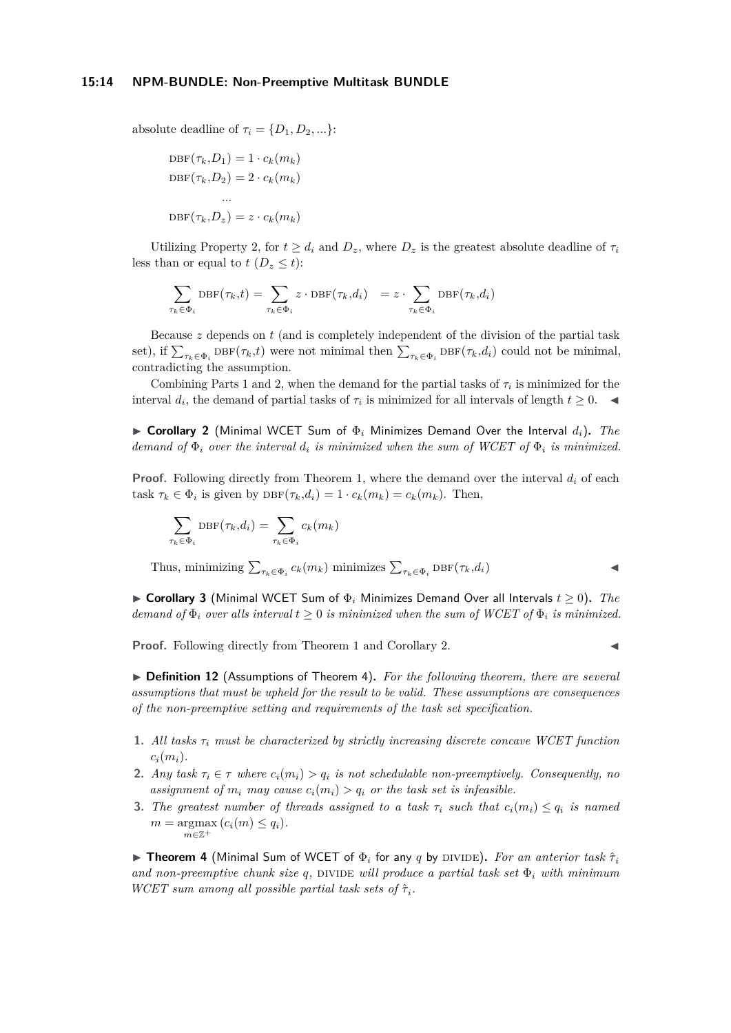absolute deadline of $\tau_i = \{D_1, D_2, ...\}$:

$$\text{DBF}(\tau_k, D_1) = 1 \cdot c_k(m_k)$$
$$\text{DBF}(\tau_k, D_2) = 2 \cdot c_k(m_k)$$
$$...$$
$$\text{DBF}(\tau_k, D_z) = z \cdot c_k(m_k)$$

Utilizing Property 2, for $t \geq d_i$ and $D_z$, where $D_z$ is the greatest absolute deadline of $\tau_i$ less than or equal to $t$ ($D_z \leq t$):

$$\sum_{\tau_k \in \Phi_i} \text{DBF}(\tau_k, t) = \sum_{\tau_k \in \Phi_i} z \cdot \text{DBF}(\tau_k, d_i) \quad = z \cdot \sum_{\tau_k \in \Phi_i} \text{DBF}(\tau_k, d_i)$$

Because $z$ depends on $t$ (and is completely independent of the division of the partial task set), if $\sum_{\tau_k \in \Phi_i} \text{DBF}(\tau_k, t)$ were not minimal then $\sum_{\tau_k \in \Phi_i} \text{DBF}(\tau_k, d_i)$ could not be minimal, contradicting the assumption.

Combining Parts 1 and 2, when the demand for the partial tasks of $\tau_i$ is minimized for the interval $d_i$, the demand of partial tasks of $\tau_i$ is minimized for all intervals of length $t \geq 0$. ◀

▶ **Corollary 2** (Minimal WCET Sum of $\Phi_i$ Minimizes Demand Over the Interval $d_i$). *The demand of $\Phi_i$ over the interval $d_i$ is minimized when the sum of WCET of $\Phi_i$ is minimized.*

**Proof.** Following directly from Theorem 1, where the demand over the interval $d_i$ of each task $\tau_k \in \Phi_i$ is given by $\text{DBF}(\tau_k, d_i) = 1 \cdot c_k(m_k) = c_k(m_k)$. Then,

$$\sum_{\tau_k \in \Phi_i} \text{DBF}(\tau_k, d_i) = \sum_{\tau_k \in \Phi_i} c_k(m_k)$$

Thus, minimizing $\sum_{\tau_k \in \Phi_i} c_k(m_k)$ minimizes $\sum_{\tau_k \in \Phi_i} \text{DBF}(\tau_k, d_i)$ ◀

▶ **Corollary 3** (Minimal WCET Sum of $\Phi_i$ Minimizes Demand Over all Intervals $t \geq 0$). *The demand of $\Phi_i$ over alls interval $t \geq 0$ is minimized when the sum of WCET of $\Phi_i$ is minimized.*

**Proof.** Following directly from Theorem 1 and Corollary 2. ◀

▶ **Definition 12** (Assumptions of Theorem 4). *For the following theorem, there are several assumptions that must be upheld for the result to be valid. These assumptions are consequences of the non-preemptive setting and requirements of the task set specification.*

1. *All tasks $\tau_i$ must be characterized by strictly increasing discrete concave WCET function $c_i(m_i)$.*
2. *Any task $\tau_i \in \tau$ where $c_i(m_i) > q_i$ is not schedulable non-preemptively. Consequently, no assignment of $m_i$ may cause $c_i(m_i) > q_i$ or the task set is infeasible.*
3. *The greatest number of threads assigned to a task $\tau_i$ such that $c_i(m_i) \leq q_i$ is named $m = \underset{m \in \mathbb{Z}^+}{\text{argmax}}\,(c_i(m) \leq q_i)$.*

▶ **Theorem 4** (Minimal Sum of WCET of $\Phi_i$ for any $q$ by DIVIDE). *For an anterior task $\hat{\tau}_i$ and non-preemptive chunk size $q$, DIVIDE will produce a partial task set $\Phi_i$ with minimum WCET sum among all possible partial task sets of $\hat{\tau}_i$.*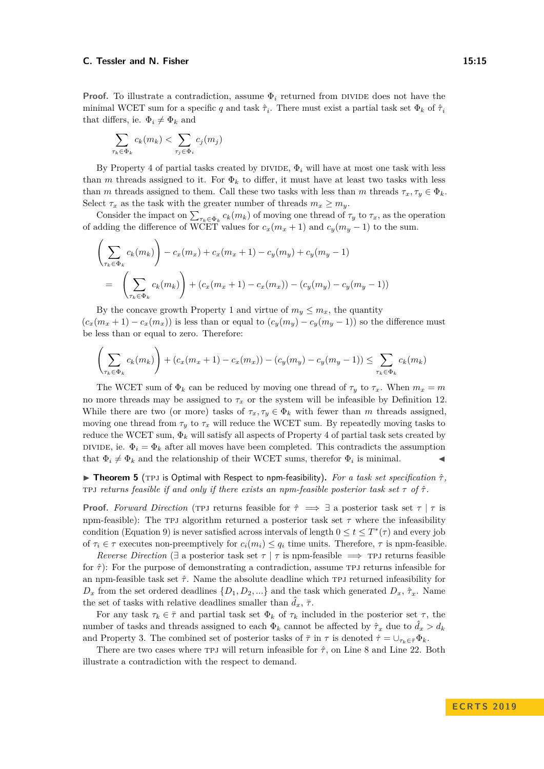**Proof.** To illustrate a contradiction, assume $\Phi_i$ returned from DIVIDE does not have the minimal WCET sum for a specific $q$ and task $\hat{\tau}_i$. There must exist a partial task set $\Phi_k$ of $\hat{\tau}_i$ that differs, ie. $\Phi_i \neq \Phi_k$ and

$$\sum_{\tau_k \in \Phi_k} c_k(m_k) < \sum_{\tau_j \in \Phi_i} c_j(m_j)$$

By Property 4 of partial tasks created by DIVIDE, $\Phi_i$ will have at most one task with less than $m$ threads assigned to it. For $\Phi_k$ to differ, it must have at least two tasks with less than $m$ threads assigned to them. Call these two tasks with less than $m$ threads $\tau_x, \tau_y \in \Phi_k$. Select $\tau_x$ as the task with the greater number of threads $m_x \geq m_y$.

Consider the impact on $\sum_{\tau_k \in \Phi_k} c_k(m_k)$ of moving one thread of $\tau_y$ to $\tau_x$, as the operation of adding the difference of WCET values for $c_x(m_x+1)$ and $c_y(m_y-1)$ to the sum.

$$\left(\sum_{\tau_k \in \Phi_k} c_k(m_k)\right) - c_x(m_x) + c_x(m_x+1) - c_y(m_y) + c_y(m_y-1)$$
$$= \left(\sum_{\tau_k \in \Phi_k} c_k(m_k)\right) + (c_x(m_x+1) - c_x(m_x)) - (c_y(m_y) - c_y(m_y-1))$$

By the concave growth Property 1 and virtue of $m_y \leq m_x$, the quantity $(c_x(m_x+1) - c_x(m_x))$ is less than or equal to $(c_y(m_y) - c_y(m_y-1))$ so the difference must be less than or equal to zero. Therefore:

$$\left(\sum_{\tau_k \in \Phi_k} c_k(m_k)\right) + (c_x(m_x+1) - c_x(m_x)) - (c_y(m_y) - c_y(m_y-1)) \leq \sum_{\tau_k \in \Phi_k} c_k(m_k)$$

The WCET sum of $\Phi_k$ can be reduced by moving one thread of $\tau_y$ to $\tau_x$. When $m_x = m$ no more threads may be assigned to $\tau_x$ or the system will be infeasible by Definition 12. While there are two (or more) tasks of $\tau_x, \tau_y \in \Phi_k$ with fewer than $m$ threads assigned, moving one thread from $\tau_y$ to $\tau_x$ will reduce the WCET sum. By repeatedly moving tasks to reduce the WCET sum, $\Phi_k$ will satisfy all aspects of Property 4 of partial task sets created by DIVIDE, ie. $\Phi_i = \Phi_k$ after all moves have been completed. This contradicts the assumption that $\Phi_i \neq \Phi_k$ and the relationship of their WCET sums, therefor $\Phi_i$ is minimal. ◀

▶ **Theorem 5** (TPJ is Optimal with Respect to npm-feasibility). *For a task set specification $\hat{\tau}$, TPJ returns feasible if and only if there exists an npm-feasible posterior task set $\tau$ of $\hat{\tau}$.*

**Proof.** *Forward Direction* (TPJ returns feasible for $\hat{\tau} \implies \exists$ a posterior task set $\tau \mid \tau$ is npm-feasible): The TPJ algorithm returned a posterior task set $\tau$ where the infeasibility condition (Equation 9) is never satisfied across intervals of length $0 \leq t \leq T^*(\tau)$ and every job of $\tau_i \in \tau$ executes non-preemptively for $c_i(m_i) \leq q_i$ time units. Therefore, $\tau$ is npm-feasible.

*Reverse Direction* ($\exists$ a posterior task set $\tau \mid \tau$ is npm-feasible $\implies$ TPJ returns feasible for $\hat{\tau}$): For the purpose of demonstrating a contradiction, assume TPJ returns infeasible for an npm-feasible task set $\hat{\tau}$. Name the absolute deadline which TPJ returned infeasibility for $D_x$ from the set ordered deadlines $\{D_1, D_2, ...\}$ and the task which generated $D_x$, $\hat{\tau}_x$. Name the set of tasks with relative deadlines smaller than $\hat{d}_x$, $\bar{\tau}$.

For any task $\tau_k \in \bar{\tau}$ and partial task set $\Phi_k$ of $\tau_k$ included in the posterior set $\tau$, the number of tasks and threads assigned to each $\Phi_k$ cannot be affected by $\hat{\tau}_x$ due to $\hat{d}_x > d_k$ and Property 3. The combined set of posterior tasks of $\bar{\tau}$ in $\tau$ is denoted $\dot{\tau} = \cup_{\tau_k \in \bar{\tau}} \Phi_k$.

There are two cases where TPJ will return infeasible for $\hat{\tau}$, on Line 8 and Line 22. Both illustrate a contradiction with the respect to demand.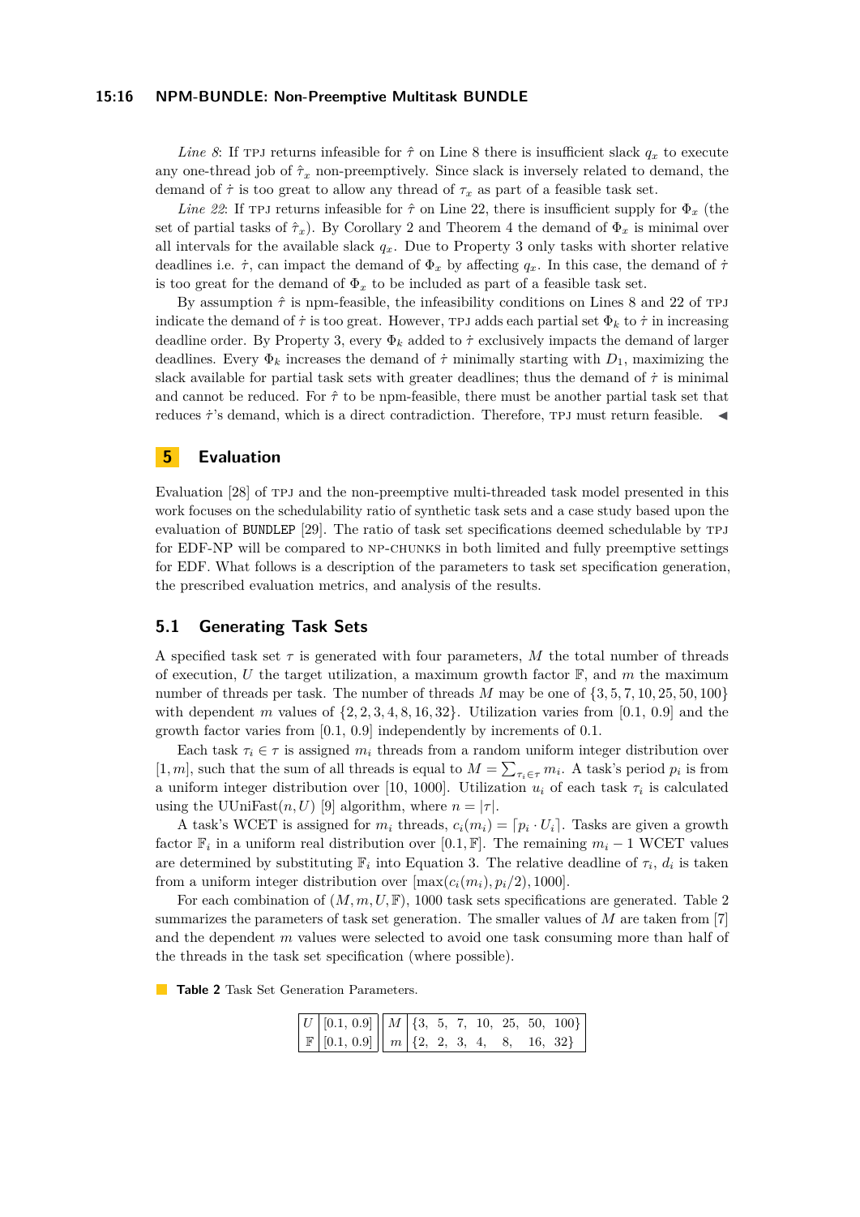*Line 8*: If TPJ returns infeasible for $\hat{\tau}$ on Line 8 there is insufficient slack $q_x$ to execute any one-thread job of $\hat{\tau}_x$ non-preemptively. Since slack is inversely related to demand, the demand of $\dot{\tau}$ is too great to allow any thread of $\tau_x$ as part of a feasible task set.

*Line 22*: If TPJ returns infeasible for $\hat{\tau}$ on Line 22, there is insufficient supply for $\Phi_x$ (the set of partial tasks of $\hat{\tau}_x$). By Corollary 2 and Theorem 4 the demand of $\Phi_x$ is minimal over all intervals for the available slack $q_x$. Due to Property 3 only tasks with shorter relative deadlines i.e. $\dot{\tau}$, can impact the demand of $\Phi_x$ by affecting $q_x$. In this case, the demand of $\dot{\tau}$ is too great for the demand of $\Phi_x$ to be included as part of a feasible task set.

By assumption $\hat{\tau}$ is npm-feasible, the infeasibility conditions on Lines 8 and 22 of TPJ indicate the demand of $\dot{\tau}$ is too great. However, TPJ adds each partial set $\Phi_k$ to $\dot{\tau}$ in increasing deadline order. By Property 3, every $\Phi_k$ added to $\dot{\tau}$ exclusively impacts the demand of larger deadlines. Every $\Phi_k$ increases the demand of $\dot{\tau}$ minimally starting with $D_1$, maximizing the slack available for partial task sets with greater deadlines; thus the demand of $\dot{\tau}$ is minimal and cannot be reduced. For $\hat{\tau}$ to be npm-feasible, there must be another partial task set that reduces $\dot{\tau}$'s demand, which is a direct contradiction. Therefore, TPJ must return feasible. ◀

## 5 Evaluation

Evaluation [28] of TPJ and the non-preemptive multi-threaded task model presented in this work focuses on the schedulability ratio of synthetic task sets and a case study based upon the evaluation of BUNDLEP [29]. The ratio of task set specifications deemed schedulable by TPJ for EDF-NP will be compared to NP-CHUNKS in both limited and fully preemptive settings for EDF. What follows is a description of the parameters to task set specification generation, the prescribed evaluation metrics, and analysis of the results.

### 5.1 Generating Task Sets

A specified task set $\tau$ is generated with four parameters, $M$ the total number of threads of execution, $U$ the target utilization, a maximum growth factor $\mathbb{F}$, and $m$ the maximum number of threads per task. The number of threads $M$ may be one of $\{3, 5, 7, 10, 25, 50, 100\}$ with dependent $m$ values of $\{2, 2, 3, 4, 8, 16, 32\}$. Utilization varies from [0.1, 0.9] and the growth factor varies from [0.1, 0.9] independently by increments of 0.1.

Each task $\tau_i \in \tau$ is assigned $m_i$ threads from a random uniform integer distribution over $[1, m]$, such that the sum of all threads is equal to $M = \sum_{\tau_i \in \tau} m_i$. A task's period $p_i$ is from a uniform integer distribution over [10, 1000]. Utilization $u_i$ of each task $\tau_i$ is calculated using the UUniFast$(n, U)$ [9] algorithm, where $n = |\tau|$.

A task's WCET is assigned for $m_i$ threads, $c_i(m_i) = \lceil p_i \cdot U_i \rceil$. Tasks are given a growth factor $\mathbb{F}_i$ in a uniform real distribution over $[0.1, \mathbb{F}]$. The remaining $m_i - 1$ WCET values are determined by substituting $\mathbb{F}_i$ into Equation 3. The relative deadline of $\tau_i$, $d_i$ is taken from a uniform integer distribution over $[\max(c_i(m_i), p_i/2), 1000]$.

For each combination of $(M, m, U, \mathbb{F})$, 1000 task sets specifications are generated. Table 2 summarizes the parameters of task set generation. The smaller values of $M$ are taken from [7] and the dependent $m$ values were selected to avoid one task consuming more than half of the threads in the task set specification (where possible).

**Table 2** Task Set Generation Parameters.

| | | | |
|---|---|---|---|
| $U$ | [0.1, 0.9] | $M$ | {3, 5, 7, 10, 25, 50, 100} |
| $\mathbb{F}$ | [0.1, 0.9] | $m$ | {2, 2, 3, 4, 8, 16, 32} |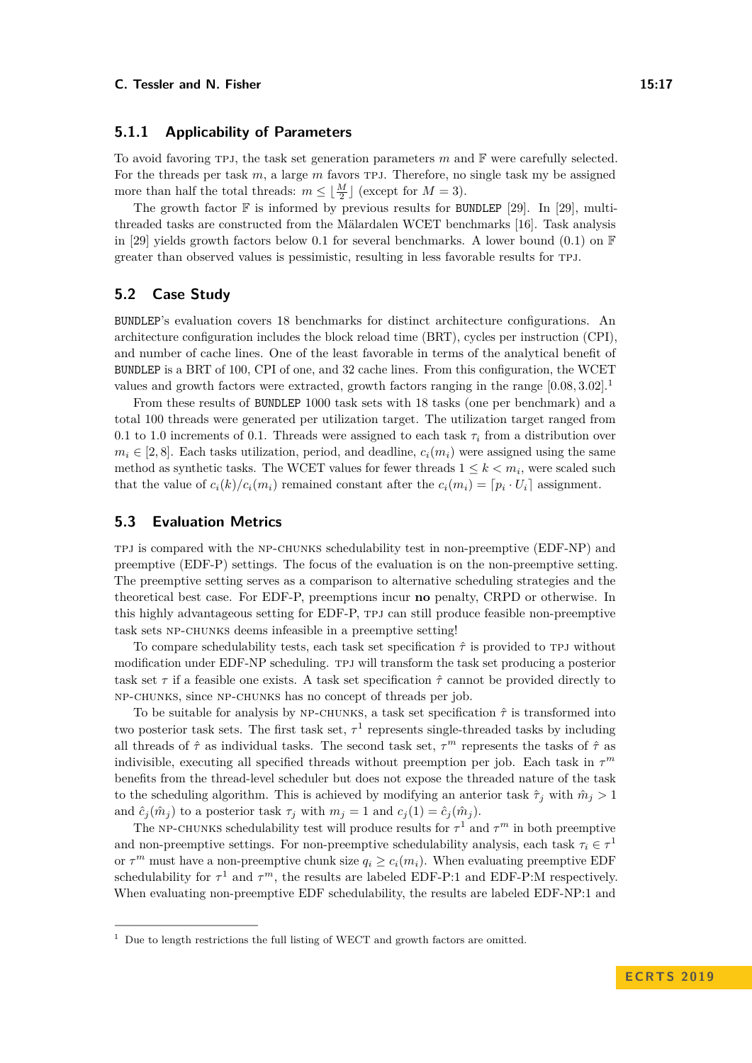### 5.1.1 Applicability of Parameters

To avoid favoring TPJ, the task set generation parameters $m$ and $\mathbb{F}$ were carefully selected. For the threads per task $m$, a large $m$ favors TPJ. Therefore, no single task my be assigned more than half the total threads: $m \leq \lfloor \frac{M}{2} \rfloor$ (except for $M = 3$).

The growth factor $\mathbb{F}$ is informed by previous results for BUNDLEP [29]. In [29], multi-threaded tasks are constructed from the Mälardalen WCET benchmarks [16]. Task analysis in [29] yields growth factors below 0.1 for several benchmarks. A lower bound (0.1) on $\mathbb{F}$ greater than observed values is pessimistic, resulting in less favorable results for TPJ.

## 5.2 Case Study

BUNDLEP's evaluation covers 18 benchmarks for distinct architecture configurations. An architecture configuration includes the block reload time (BRT), cycles per instruction (CPI), and number of cache lines. One of the least favorable in terms of the analytical benefit of BUNDLEP is a BRT of 100, CPI of one, and 32 cache lines. From this configuration, the WCET values and growth factors were extracted, growth factors ranging in the range $[0.08, 3.02]$.[1]

From these results of BUNDLEP 1000 task sets with 18 tasks (one per benchmark) and a total 100 threads were generated per utilization target. The utilization target ranged from 0.1 to 1.0 increments of 0.1. Threads were assigned to each task $\tau_i$ from a distribution over $m_i \in [2, 8]$. Each tasks utilization, period, and deadline, $c_i(m_i)$ were assigned using the same method as synthetic tasks. The WCET values for fewer threads $1 \leq k < m_i$, were scaled such that the value of $c_i(k)/c_i(m_i)$ remained constant after the $c_i(m_i) = \lceil p_i \cdot U_i \rceil$ assignment.

## 5.3 Evaluation Metrics

TPJ is compared with the NP-CHUNKS schedulability test in non-preemptive (EDF-NP) and preemptive (EDF-P) settings. The focus of the evaluation is on the non-preemptive setting. The preemptive setting serves as a comparison to alternative scheduling strategies and the theoretical best case. For EDF-P, preemptions incur **no** penalty, CRPD or otherwise. In this highly advantageous setting for EDF-P, TPJ can still produce feasible non-preemptive task sets NP-CHUNKS deems infeasible in a preemptive setting!

To compare schedulability tests, each task set specification $\hat{\tau}$ is provided to TPJ without modification under EDF-NP scheduling. TPJ will transform the task set producing a posterior task set $\tau$ if a feasible one exists. A task set specification $\hat{\tau}$ cannot be provided directly to NP-CHUNKS, since NP-CHUNKS has no concept of threads per job.

To be suitable for analysis by NP-CHUNKS, a task set specification $\hat{\tau}$ is transformed into two posterior task sets. The first task set, $\tau^1$ represents single-threaded tasks by including all threads of $\hat{\tau}$ as individual tasks. The second task set, $\tau^m$ represents the tasks of $\hat{\tau}$ as indivisible, executing all specified threads without preemption per job. Each task in $\tau^m$ benefits from the thread-level scheduler but does not expose the threaded nature of the task to the scheduling algorithm. This is achieved by modifying an anterior task $\hat{\tau}_j$ with $\hat{m}_j > 1$ and $\hat{c}_j(\hat{m}_j)$ to a posterior task $\tau_j$ with $m_j = 1$ and $c_j(1) = \hat{c}_j(\hat{m}_j)$.

The NP-CHUNKS schedulability test will produce results for $\tau^1$ and $\tau^m$ in both preemptive and non-preemptive settings. For non-preemptive schedulability analysis, each task $\tau_i \in \tau^1$ or $\tau^m$ must have a non-preemptive chunk size $q_i \geq c_i(m_i)$. When evaluating preemptive EDF schedulability for $\tau^1$ and $\tau^m$, the results are labeled EDF-P:1 and EDF-P:M respectively. When evaluating non-preemptive EDF schedulability, the results are labeled EDF-NP:1 and

[1] Due to length restrictions the full listing of WECT and growth factors are omitted.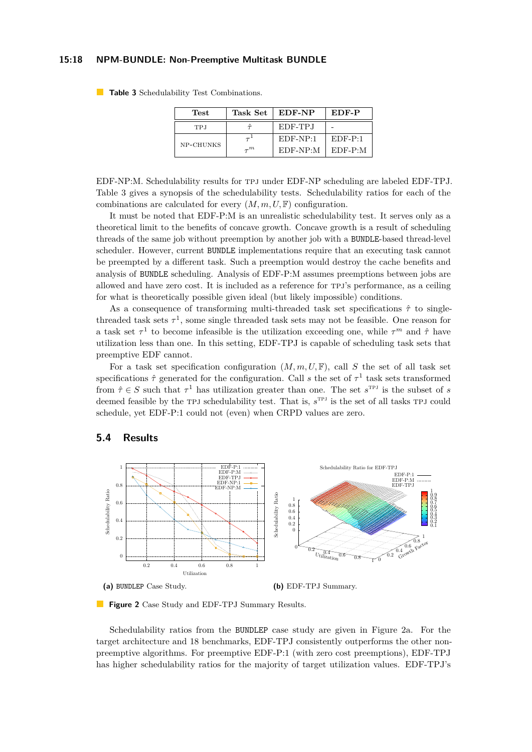**Table 3** Schedulability Test Combinations.

| Test | Task Set | EDF-NP | EDF-P |
|---|---|---|---|
| TPJ | $\hat{\tau}$ | EDF-TPJ | - |
| NP-CHUNKS | $\tau^1$ | EDF-NP:1 | EDF-P:1 |
| | $\tau^m$ | EDF-NP:M | EDF-P:M |

EDF-NP:M. Schedulability results for TPJ under EDF-NP scheduling are labeled EDF-TPJ. Table 3 gives a synopsis of the schedulability tests. Schedulability ratios for each of the combinations are calculated for every $(M, m, U, \mathbb{F})$ configuration.

It must be noted that EDF-P:M is an unrealistic schedulability test. It serves only as a theoretical limit to the benefits of concave growth. Concave growth is a result of scheduling threads of the same job without preemption by another job with a BUNDLE-based thread-level scheduler. However, current BUNDLE implementations require that an executing task cannot be preempted by a different task. Such a preemption would destroy the cache benefits and analysis of BUNDLE scheduling. Analysis of EDF-P:M assumes preemptions between jobs are allowed and have zero cost. It is included as a reference for TPJ's performance, as a ceiling for what is theoretically possible given ideal (but likely impossible) conditions.

As a consequence of transforming multi-threaded task set specifications $\hat{\tau}$ to single-threaded task sets $\tau^1$, some single threaded task sets may not be feasible. One reason for a task set $\tau^1$ to become infeasible is the utilization exceeding one, while $\tau^m$ and $\hat{\tau}$ have utilization less than one. In this setting, EDF-TPJ is capable of scheduling task sets that preemptive EDF cannot.

For a task set specification configuration $(M, m, U, \mathbb{F})$, call $S$ the set of all task set specifications $\hat{\tau}$ generated for the configuration. Call $s$ the set of $\tau^1$ task sets transformed from $\hat{\tau} \in S$ such that $\tau^1$ has utilization greater than one. The set $s^{\text{TPJ}}$ is the subset of $s$ deemed feasible by the TPJ schedulability test. That is, $s^{\text{TPJ}}$ is the set of all tasks TPJ could schedule, yet EDF-P:1 could not (even) when CRPD values are zero.

## 5.4 Results

**(a)** BUNDLEP Case Study. **(b)** EDF-TPJ Summary.

**Figure 2** Case Study and EDF-TPJ Summary Results.

Schedulability ratios from the BUNDLEP case study are given in Figure 2a. For the target architecture and 18 benchmarks, EDF-TPJ consistently outperforms the other non-preemptive algorithms. For preemptive EDF-P:1 (with zero cost preemptions), EDF-TPJ has higher schedulability ratios for the majority of target utilization values. EDF-TPJ's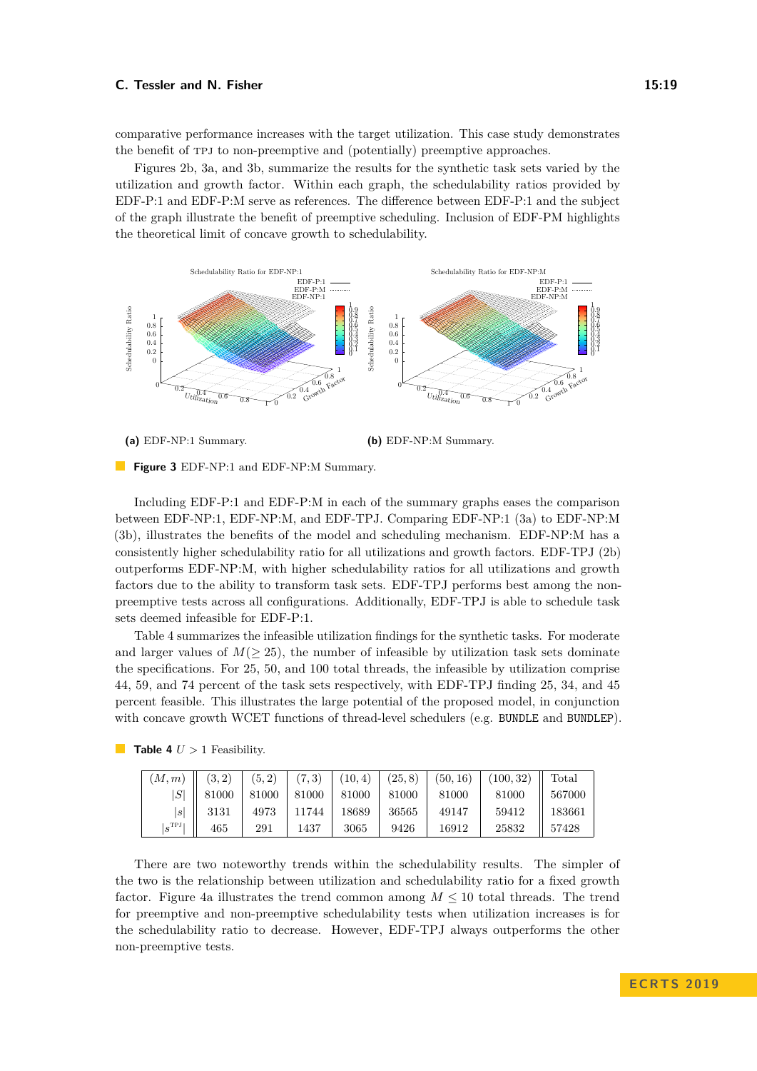comparative performance increases with the target utilization. This case study demonstrates the benefit of TPJ to non-preemptive and (potentially) preemptive approaches.

Figures 2b, 3a, and 3b, summarize the results for the synthetic task sets varied by the utilization and growth factor. Within each graph, the schedulability ratios provided by EDF-P:1 and EDF-P:M serve as references. The difference between EDF-P:1 and the subject of the graph illustrate the benefit of preemptive scheduling. Inclusion of EDF-PM highlights the theoretical limit of concave growth to schedulability.

**(a)** EDF-NP:1 Summary.

**(b)** EDF-NP:M Summary.

**Figure 3** EDF-NP:1 and EDF-NP:M Summary.

Including EDF-P:1 and EDF-P:M in each of the summary graphs eases the comparison between EDF-NP:1, EDF-NP:M, and EDF-TPJ. Comparing EDF-NP:1 (3a) to EDF-NP:M (3b), illustrates the benefits of the model and scheduling mechanism. EDF-NP:M has a consistently higher schedulability ratio for all utilizations and growth factors. EDF-TPJ (2b) outperforms EDF-NP:M, with higher schedulability ratios for all utilizations and growth factors due to the ability to transform task sets. EDF-TPJ performs best among the non-preemptive tests across all configurations. Additionally, EDF-TPJ is able to schedule task sets deemed infeasible for EDF-P:1.

Table 4 summarizes the infeasible utilization findings for the synthetic tasks. For moderate and larger values of $M (\geq 25)$, the number of infeasible by utilization task sets dominate the specifications. For 25, 50, and 100 total threads, the infeasible by utilization comprise 44, 59, and 74 percent of the task sets respectively, with EDF-TPJ finding 25, 34, and 45 percent feasible. This illustrates the large potential of the proposed model, in conjunction with concave growth WCET functions of thread-level schedulers (e.g. BUNDLE and BUNDLEP).

**Table 4** $U > 1$ Feasibility.

| $(M, m)$ | $(3, 2)$ | $(5, 2)$ | $(7, 3)$ | $(10, 4)$ | $(25, 8)$ | $(50, 16)$ | $(100, 32)$ | Total |
|---|---|---|---|---|---|---|---|---|
| $\lvert S \rvert$ | 81000 | 81000 | 81000 | 81000 | 81000 | 81000 | 81000 | 567000 |
| $\lvert s \rvert$ | 3131 | 4973 | 11744 | 18689 | 36565 | 49147 | 59412 | 183661 |
| $\lvert s^{\text{TPJ}} \rvert$ | 465 | 291 | 1437 | 3065 | 9426 | 16912 | 25832 | 57428 |

There are two noteworthy trends within the schedulability results. The simpler of the two is the relationship between utilization and schedulability ratio for a fixed growth factor. Figure 4a illustrates the trend common among $M \leq 10$ total threads. The trend for preemptive and non-preemptive schedulability tests when utilization increases is for the schedulability ratio to decrease. However, EDF-TPJ always outperforms the other non-preemptive tests.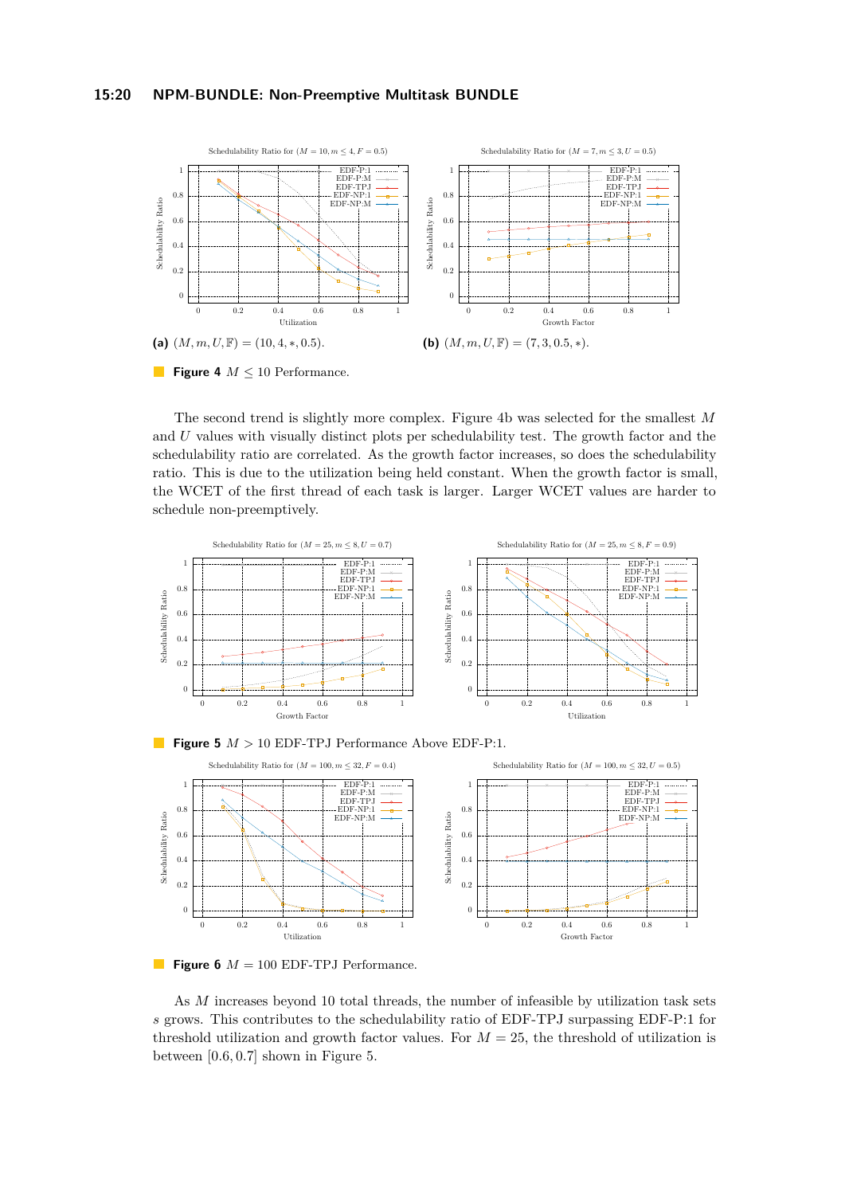**(a)** $(M, m, U, \mathbb{F}) = (10, 4, *, 0.5)$.

**(b)** $(M, m, U, \mathbb{F}) = (7, 3, 0.5, *)$.

**Figure 4** $M \leq 10$ Performance.

The second trend is slightly more complex. Figure 4b was selected for the smallest $M$ and $U$ values with visually distinct plots per schedulability test. The growth factor and the schedulability ratio are correlated. As the growth factor increases, so does the schedulability ratio. This is due to the utilization being held constant. When the growth factor is small, the WCET of the first thread of each task is larger. Larger WCET values are harder to schedule non-preemptively.

**Figure 5** $M > 10$ EDF-TPJ Performance Above EDF-P:1.

**Figure 6** $M = 100$ EDF-TPJ Performance.

As $M$ increases beyond 10 total threads, the number of infeasible by utilization task sets $s$ grows. This contributes to the schedulability ratio of EDF-TPJ surpassing EDF-P:1 for threshold utilization and growth factor values. For $M = 25$, the threshold of utilization is between $[0.6, 0.7]$ shown in Figure 5.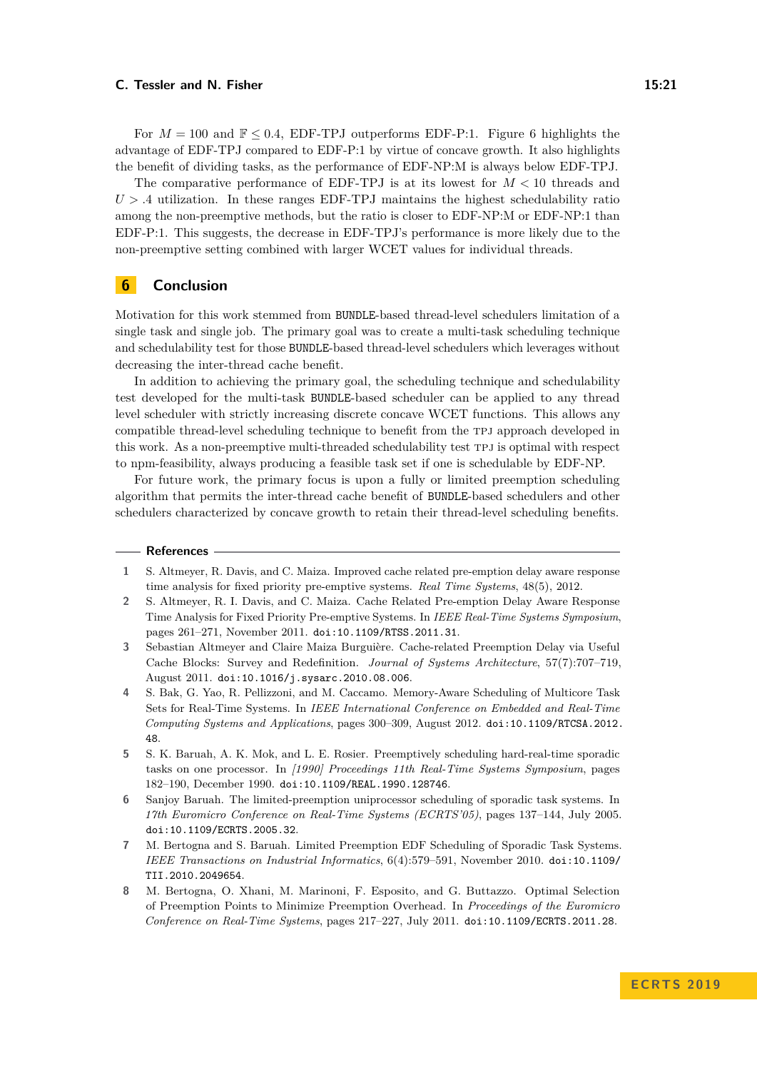For $M = 100$ and $\mathbb{F} \leq 0.4$, EDF-TPJ outperforms EDF-P:1. Figure 6 highlights the advantage of EDF-TPJ compared to EDF-P:1 by virtue of concave growth. It also highlights the benefit of dividing tasks, as the performance of EDF-NP:M is always below EDF-TPJ.

The comparative performance of EDF-TPJ is at its lowest for $M < 10$ threads and $U > .4$ utilization. In these ranges EDF-TPJ maintains the highest schedulability ratio among the non-preemptive methods, but the ratio is closer to EDF-NP:M or EDF-NP:1 than EDF-P:1. This suggests, the decrease in EDF-TPJ's performance is more likely due to the non-preemptive setting combined with larger WCET values for individual threads.

## 6 Conclusion

Motivation for this work stemmed from BUNDLE-based thread-level schedulers limitation of a single task and single job. The primary goal was to create a multi-task scheduling technique and schedulability test for those BUNDLE-based thread-level schedulers which leverages without decreasing the inter-thread cache benefit.

In addition to achieving the primary goal, the scheduling technique and schedulability test developed for the multi-task BUNDLE-based scheduler can be applied to any thread level scheduler with strictly increasing discrete concave WCET functions. This allows any compatible thread-level scheduling technique to benefit from the TPJ approach developed in this work. As a non-preemptive multi-threaded schedulability test TPJ is optimal with respect to npm-feasibility, always producing a feasible task set if one is schedulable by EDF-NP.

For future work, the primary focus is upon a fully or limited preemption scheduling algorithm that permits the inter-thread cache benefit of BUNDLE-based schedulers and other schedulers characterized by concave growth to retain their thread-level scheduling benefits.

## References

1. S. Altmeyer, R. Davis, and C. Maiza. Improved cache related pre-emption delay aware response time analysis for fixed priority pre-emptive systems. *Real Time Systems*, 48(5), 2012.
2. S. Altmeyer, R. I. Davis, and C. Maiza. Cache Related Pre-emption Delay Aware Response Time Analysis for Fixed Priority Pre-emptive Systems. In *IEEE Real-Time Systems Symposium*, pages 261–271, November 2011. doi:10.1109/RTSS.2011.31.
3. Sebastian Altmeyer and Claire Maiza Burguière. Cache-related Preemption Delay via Useful Cache Blocks: Survey and Redefinition. *Journal of Systems Architecture*, 57(7):707–719, August 2011. doi:10.1016/j.sysarc.2010.08.006.
4. S. Bak, G. Yao, R. Pellizzoni, and M. Caccamo. Memory-Aware Scheduling of Multicore Task Sets for Real-Time Systems. In *IEEE International Conference on Embedded and Real-Time Computing Systems and Applications*, pages 300–309, August 2012. doi:10.1109/RTCSA.2012.48.
5. S. K. Baruah, A. K. Mok, and L. E. Rosier. Preemptively scheduling hard-real-time sporadic tasks on one processor. In *[1990] Proceedings 11th Real-Time Systems Symposium*, pages 182–190, December 1990. doi:10.1109/REAL.1990.128746.
6. Sanjoy Baruah. The limited-preemption uniprocessor scheduling of sporadic task systems. In *17th Euromicro Conference on Real-Time Systems (ECRTS'05)*, pages 137–144, July 2005. doi:10.1109/ECRTS.2005.32.
7. M. Bertogna and S. Baruah. Limited Preemption EDF Scheduling of Sporadic Task Systems. *IEEE Transactions on Industrial Informatics*, 6(4):579–591, November 2010. doi:10.1109/TII.2010.2049654.
8. M. Bertogna, O. Xhani, M. Marinoni, F. Esposito, and G. Buttazzo. Optimal Selection of Preemption Points to Minimize Preemption Overhead. In *Proceedings of the Euromicro Conference on Real-Time Systems*, pages 217–227, July 2011. doi:10.1109/ECRTS.2011.28.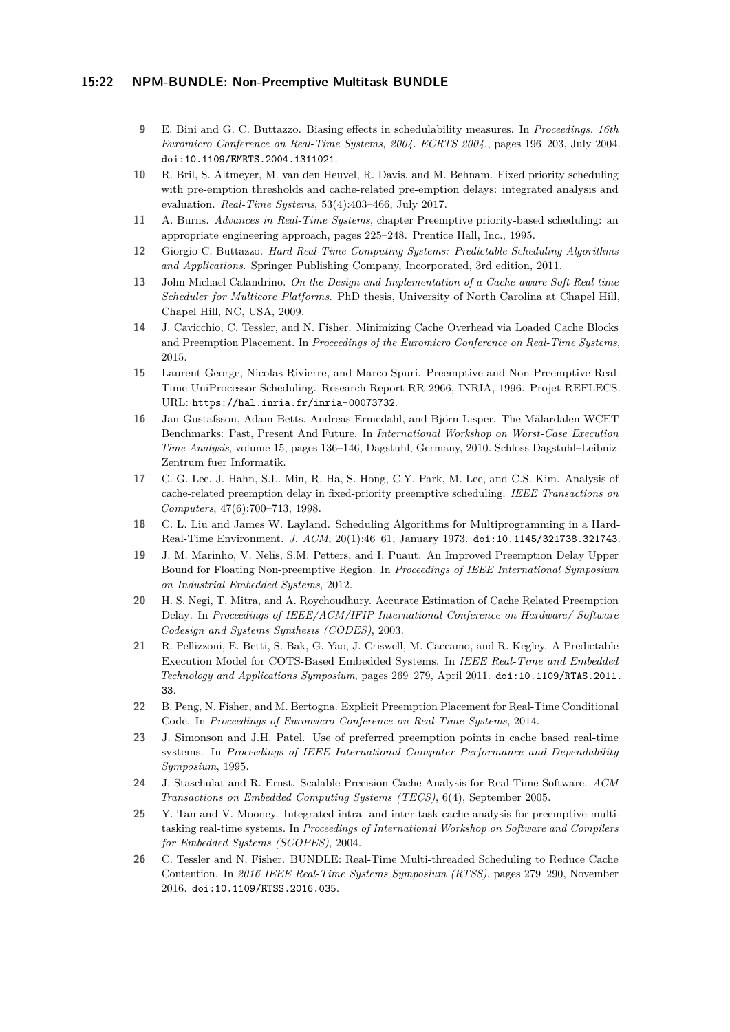**9** E. Bini and G. C. Buttazzo. Biasing effects in schedulability measures. In *Proceedings. 16th Euromicro Conference on Real-Time Systems, 2004. ECRTS 2004.*, pages 196–203, July 2004. doi:10.1109/EMRTS.2004.1311021.

**10** R. Bril, S. Altmeyer, M. van den Heuvel, R. Davis, and M. Behnam. Fixed priority scheduling with pre-emption thresholds and cache-related pre-emption delays: integrated analysis and evaluation. *Real-Time Systems*, 53(4):403–466, July 2017.

**11** A. Burns. *Advances in Real-Time Systems*, chapter Preemptive priority-based scheduling: an appropriate engineering approach, pages 225–248. Prentice Hall, Inc., 1995.

**12** Giorgio C. Buttazzo. *Hard Real-Time Computing Systems: Predictable Scheduling Algorithms and Applications*. Springer Publishing Company, Incorporated, 3rd edition, 2011.

**13** John Michael Calandrino. *On the Design and Implementation of a Cache-aware Soft Real-time Scheduler for Multicore Platforms*. PhD thesis, University of North Carolina at Chapel Hill, Chapel Hill, NC, USA, 2009.

**14** J. Cavicchio, C. Tessler, and N. Fisher. Minimizing Cache Overhead via Loaded Cache Blocks and Preemption Placement. In *Proceedings of the Euromicro Conference on Real-Time Systems*, 2015.

**15** Laurent George, Nicolas Rivierre, and Marco Spuri. Preemptive and Non-Preemptive Real-Time UniProcessor Scheduling. Research Report RR-2966, INRIA, 1996. Projet REFLECS. URL: https://hal.inria.fr/inria-00073732.

**16** Jan Gustafsson, Adam Betts, Andreas Ermedahl, and Björn Lisper. The Mälardalen WCET Benchmarks: Past, Present And Future. In *International Workshop on Worst-Case Execution Time Analysis*, volume 15, pages 136–146, Dagstuhl, Germany, 2010. Schloss Dagstuhl–Leibniz-Zentrum fuer Informatik.

**17** C.-G. Lee, J. Hahn, S.L. Min, R. Ha, S. Hong, C.Y. Park, M. Lee, and C.S. Kim. Analysis of cache-related preemption delay in fixed-priority preemptive scheduling. *IEEE Transactions on Computers*, 47(6):700–713, 1998.

**18** C. L. Liu and James W. Layland. Scheduling Algorithms for Multiprogramming in a Hard-Real-Time Environment. *J. ACM*, 20(1):46–61, January 1973. doi:10.1145/321738.321743.

**19** J. M. Marinho, V. Nelis, S.M. Petters, and I. Puaut. An Improved Preemption Delay Upper Bound for Floating Non-preemptive Region. In *Proceedings of IEEE International Symposium on Industrial Embedded Systems*, 2012.

**20** H. S. Negi, T. Mitra, and A. Roychoudhury. Accurate Estimation of Cache Related Preemption Delay. In *Proceedings of IEEE/ACM/IFIP International Conference on Hardware/ Software Codesign and Systems Synthesis (CODES)*, 2003.

**21** R. Pellizzoni, E. Betti, S. Bak, G. Yao, J. Criswell, M. Caccamo, and R. Kegley. A Predictable Execution Model for COTS-Based Embedded Systems. In *IEEE Real-Time and Embedded Technology and Applications Symposium*, pages 269–279, April 2011. doi:10.1109/RTAS.2011.33.

**22** B. Peng, N. Fisher, and M. Bertogna. Explicit Preemption Placement for Real-Time Conditional Code. In *Proceedings of Euromicro Conference on Real-Time Systems*, 2014.

**23** J. Simonson and J.H. Patel. Use of preferred preemption points in cache based real-time systems. In *Proceedings of IEEE International Computer Performance and Dependability Symposium*, 1995.

**24** J. Staschulat and R. Ernst. Scalable Precision Cache Analysis for Real-Time Software. *ACM Transactions on Embedded Computing Systems (TECS)*, 6(4), September 2005.

**25** Y. Tan and V. Mooney. Integrated intra- and inter-task cache analysis for preemptive multi-tasking real-time systems. In *Proceedings of International Workshop on Software and Compilers for Embedded Systems (SCOPES)*, 2004.

**26** C. Tessler and N. Fisher. BUNDLE: Real-Time Multi-threaded Scheduling to Reduce Cache Contention. In *2016 IEEE Real-Time Systems Symposium (RTSS)*, pages 279–290, November 2016. doi:10.1109/RTSS.2016.035.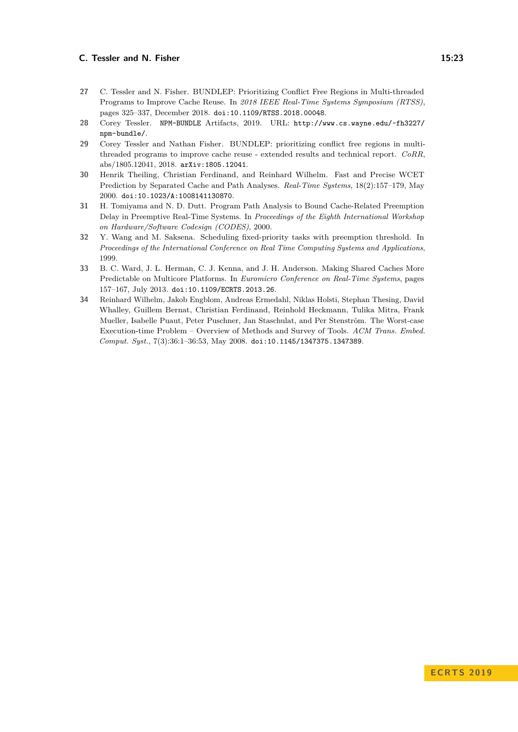27 C. Tessler and N. Fisher. BUNDLEP: Prioritizing Conflict Free Regions in Multi-threaded Programs to Improve Cache Reuse. In *2018 IEEE Real-Time Systems Symposium (RTSS)*, pages 325–337, December 2018. doi:10.1109/RTSS.2018.00048.

28 Corey Tessler. NPM-BUNDLE Artifacts, 2019. URL: http://www.cs.wayne.edu/~fh3227/npm-bundle/.

29 Corey Tessler and Nathan Fisher. BUNDLEP: prioritizing conflict free regions in multi-threaded programs to improve cache reuse - extended results and technical report. *CoRR*, abs/1805.12041, 2018. arXiv:1805.12041.

30 Henrik Theiling, Christian Ferdinand, and Reinhard Wilhelm. Fast and Precise WCET Prediction by Separated Cache and Path Analyses. *Real-Time Systems*, 18(2):157–179, May 2000. doi:10.1023/A:1008141130870.

31 H. Tomiyama and N. D. Dutt. Program Path Analysis to Bound Cache-Related Preemption Delay in Preemptive Real-Time Systems. In *Proceedings of the Eighth International Workshop on Hardware/Software Codesign (CODES)*, 2000.

32 Y. Wang and M. Saksena. Scheduling fixed-priority tasks with preemption threshold. In *Proceedings of the International Conference on Real Time Computing Systems and Applications*, 1999.

33 B. C. Ward, J. L. Herman, C. J. Kenna, and J. H. Anderson. Making Shared Caches More Predictable on Multicore Platforms. In *Euromicro Conference on Real-Time Systems*, pages 157–167, July 2013. doi:10.1109/ECRTS.2013.26.

34 Reinhard Wilhelm, Jakob Engblom, Andreas Ermedahl, Niklas Holsti, Stephan Thesing, David Whalley, Guillem Bernat, Christian Ferdinand, Reinhold Heckmann, Tulika Mitra, Frank Mueller, Isabelle Puaut, Peter Puschner, Jan Staschulat, and Per Stenström. The Worst-case Execution-time Problem – Overview of Methods and Survey of Tools. *ACM Trans. Embed. Comput. Syst.*, 7(3):36:1–36:53, May 2008. doi:10.1145/1347375.1347389.